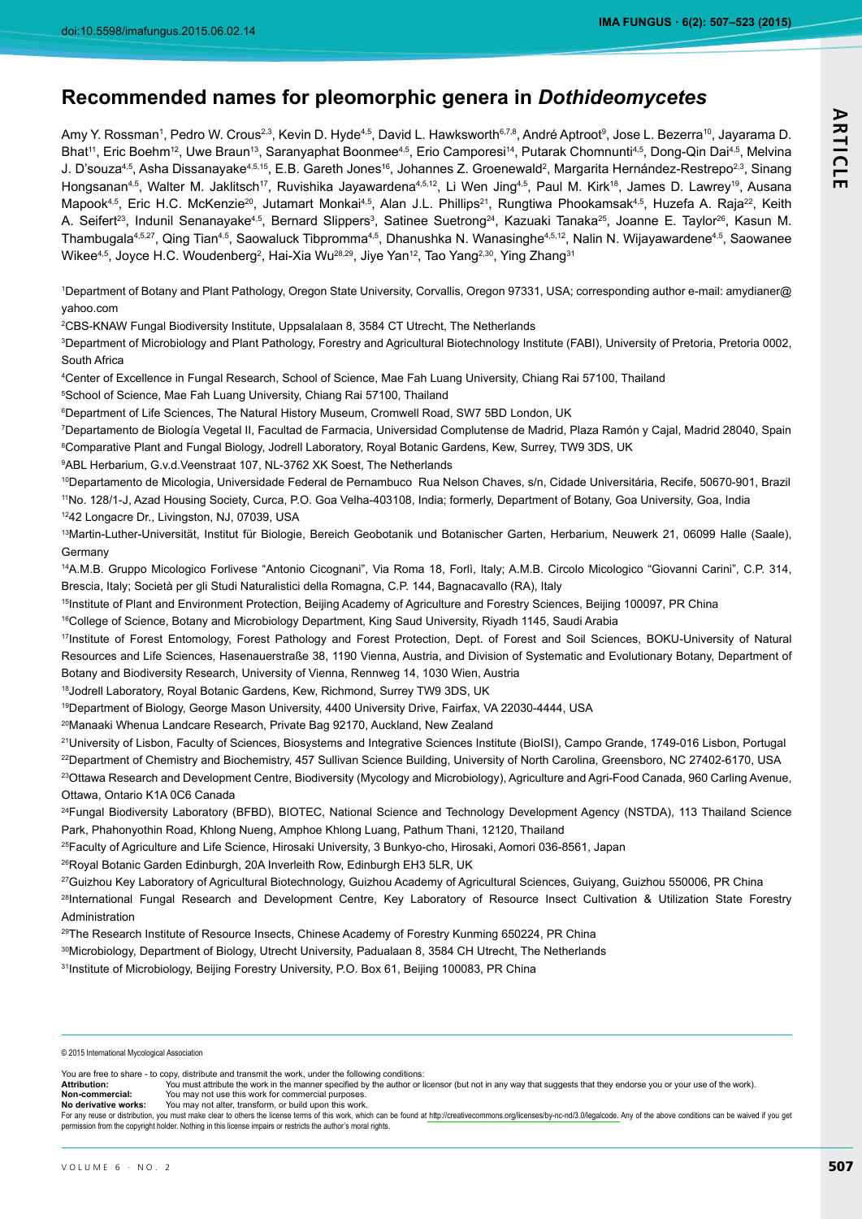doi:10.5598/imafungus.2015.06.02.14

# Recommended names for pleomorphic genera in *Dothideomycetes*

Amy Y. Rossman[1], Pedro W. Crous[2,3], Kevin D. Hyde[4,5], David L. Hawksworth[6,7,8], André Aptroot[9], Jose L. Bezerra[10], Jayarama D. Bhat[11], Eric Boehm[12], Uwe Braun[13], Saranyaphat Boonmee[4,5], Erio Camporesi[14], Putarak Chomnunti[4,5], Dong-Qin Dai[4,5], Melvina J. D'souza[4,5], Asha Dissanayake[4,5,15], E.B. Gareth Jones[16], Johannes Z. Groenewald[2], Margarita Hernández-Restrepo[2,3], Sinang Hongsanan[4,5], Walter M. Jaklitsch[17], Ruvishika Jayawardena[4,5,12], Li Wen Jing[4,5], Paul M. Kirk[18], James D. Lawrey[19], Ausana Mapook[4,5], Eric H.C. McKenzie[20], Jutamart Monkai[4,5], Alan J.L. Phillips[21], Rungtiwa Phookamsak[4,5], Huzefa A. Raja[22], Keith A. Seifert[23], Indunil Senanayake[4,5], Bernard Slippers[3], Satinee Suetrong[24], Kazuaki Tanaka[25], Joanne E. Taylor[26], Kasun M. Thambugala[4,5,27], Qing Tian[4,5], Saowaluck Tibpromma[4,5], Dhanushka N. Wanasinghe[4,5,12], Nalin N. Wijayawardene[4,5], Saowanee Wikee[4,5], Joyce H.C. Woudenberg[2], Hai-Xia Wu[28,29], Jiye Yan[12], Tao Yang[2,30], Ying Zhang[31]

[1]Department of Botany and Plant Pathology, Oregon State University, Corvallis, Oregon 97331, USA; corresponding author e-mail: amydianer@yahoo.com

[2]CBS-KNAW Fungal Biodiversity Institute, Uppsalalaan 8, 3584 CT Utrecht, The Netherlands

[3]Department of Microbiology and Plant Pathology, Forestry and Agricultural Biotechnology Institute (FABI), University of Pretoria, Pretoria 0002, South Africa

[4]Center of Excellence in Fungal Research, School of Science, Mae Fah Luang University, Chiang Rai 57100, Thailand

[5]School of Science, Mae Fah Luang University, Chiang Rai 57100, Thailand

[6]Department of Life Sciences, The Natural History Museum, Cromwell Road, SW7 5BD London, UK

[7]Departamento de Biología Vegetal II, Facultad de Farmacia, Universidad Complutense de Madrid, Plaza Ramón y Cajal, Madrid 28040, Spain

[8]Comparative Plant and Fungal Biology, Jodrell Laboratory, Royal Botanic Gardens, Kew, Surrey, TW9 3DS, UK

[9]ABL Herbarium, G.v.d.Veenstraat 107, NL-3762 XK Soest, The Netherlands

[10]Departamento de Micologia, Universidade Federal de Pernambuco Rua Nelson Chaves, s/n, Cidade Universitária, Recife, 50670-901, Brazil

[11]No. 128/1-J, Azad Housing Society, Curca, P.O. Goa Velha-403108, India; formerly, Department of Botany, Goa University, Goa, India

[12]42 Longacre Dr., Livingston, NJ, 07039, USA

[13]Martin-Luther-Universität, Institut für Biologie, Bereich Geobotanik und Botanischer Garten, Herbarium, Neuwerk 21, 06099 Halle (Saale), Germany

[14]A.M.B. Gruppo Micologico Forlivese "Antonio Cicognani", Via Roma 18, Forlì, Italy; A.M.B. Circolo Micologico "Giovanni Carini", C.P. 314, Brescia, Italy; Società per gli Studi Naturalistici della Romagna, C.P. 144, Bagnacavallo (RA), Italy

[15]Institute of Plant and Environment Protection, Beijing Academy of Agriculture and Forestry Sciences, Beijing 100097, PR China

[16]College of Science, Botany and Microbiology Department, King Saud University, Riyadh 1145, Saudi Arabia

[17]Institute of Forest Entomology, Forest Pathology and Forest Protection, Dept. of Forest and Soil Sciences, BOKU-University of Natural Resources and Life Sciences, Hasenauerstraße 38, 1190 Vienna, Austria, and Division of Systematic and Evolutionary Botany, Department of Botany and Biodiversity Research, University of Vienna, Rennweg 14, 1030 Wien, Austria

[18]Jodrell Laboratory, Royal Botanic Gardens, Kew, Richmond, Surrey TW9 3DS, UK

[19]Department of Biology, George Mason University, 4400 University Drive, Fairfax, VA 22030-4444, USA

[20]Manaaki Whenua Landcare Research, Private Bag 92170, Auckland, New Zealand

[21]University of Lisbon, Faculty of Sciences, Biosystems and Integrative Sciences Institute (BioISI), Campo Grande, 1749-016 Lisbon, Portugal

[22]Department of Chemistry and Biochemistry, 457 Sullivan Science Building, University of North Carolina, Greensboro, NC 27402-6170, USA

[23]Ottawa Research and Development Centre, Biodiversity (Mycology and Microbiology), Agriculture and Agri-Food Canada, 960 Carling Avenue, Ottawa, Ontario K1A 0C6 Canada

[24]Fungal Biodiversity Laboratory (BFBD), BIOTEC, National Science and Technology Development Agency (NSTDA), 113 Thailand Science Park, Phahonyothin Road, Khlong Nueng, Amphoe Khlong Luang, Pathum Thani, 12120, Thailand

[25]Faculty of Agriculture and Life Science, Hirosaki University, 3 Bunkyo-cho, Hirosaki, Aomori 036-8561, Japan

[26]Royal Botanic Garden Edinburgh, 20A Inverleith Row, Edinburgh EH3 5LR, UK

[27]Guizhou Key Laboratory of Agricultural Biotechnology, Guizhou Academy of Agricultural Sciences, Guiyang, Guizhou 550006, PR China

[28]International Fungal Research and Development Centre, Key Laboratory of Resource Insect Cultivation & Utilization State Forestry Administration

[29]The Research Institute of Resource Insects, Chinese Academy of Forestry Kunming 650224, PR China

[30]Microbiology, Department of Biology, Utrecht University, Padualaan 8, 3584 CH Utrecht, The Netherlands

[31]Institute of Microbiology, Beijing Forestry University, P.O. Box 61, Beijing 100083, PR China

© 2015 International Mycological Association

You are free to share - to copy, distribute and transmit the work, under the following conditions:

**Attribution:** You must attribute the work in the manner specified by the author or licensor (but not in any way that suggests that they endorse you or your use of the work).

**Non-commercial:** You may not use this work for commercial purposes.

**No derivative works:** You may not alter, transform, or build upon this work.

For any reuse or distribution, you must make clear to others the license terms of this work, which can be found at http://creativecommons.org/licenses/by-nc-nd/3.0/legalcode. Any of the above conditions can be waived if you get permission from the copyright holder. Nothing in this license impairs or restricts the author's moral rights.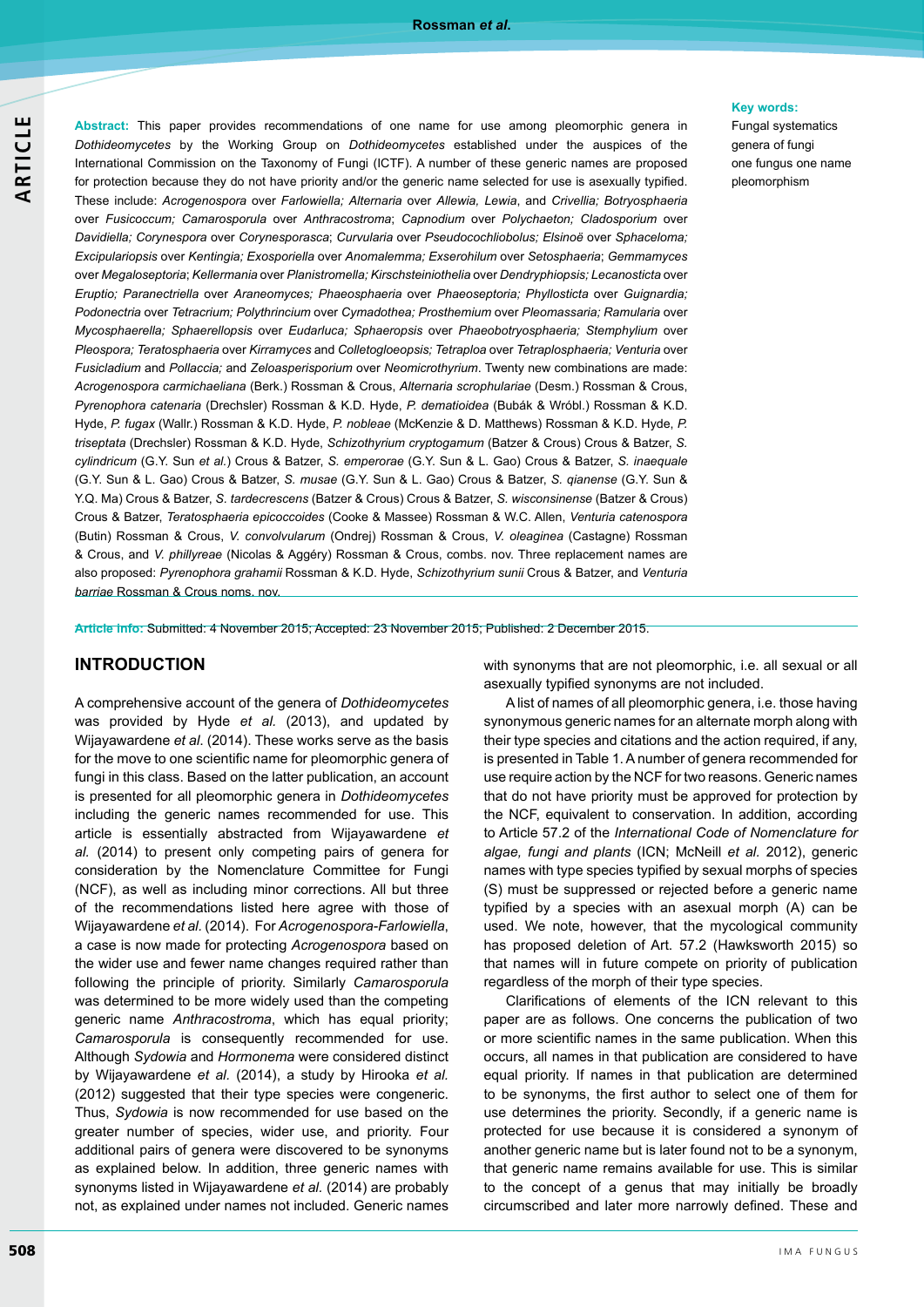**Abstract:** This paper provides recommendations of one name for use among pleomorphic genera in *Dothideomycetes* by the Working Group on *Dothideomycetes* established under the auspices of the International Commission on the Taxonomy of Fungi (ICTF). A number of these generic names are proposed for protection because they do not have priority and/or the generic name selected for use is asexually typified. These include: *Acrogenospora* over *Farlowiella; Alternaria* over *Allewia, Lewia*, and *Crivellia; Botryosphaeria* over *Fusicoccum; Camarosporula* over *Anthracostroma*; *Capnodium* over *Polychaeton; Cladosporium* over *Davidiella; Corynespora* over *Corynesporasca*; *Curvularia* over *Pseudocochliobolus; Elsinoë* over *Sphaceloma; Excipulariopsis* over *Kentingia; Exosporiella* over *Anomalemma; Exserohilum* over *Setosphaeria*; *Gemmamyces* over *Megaloseptoria*; *Kellermania* over *Planistromella; Kirschsteiniothelia* over *Dendryphiopsis; Lecanosticta* over *Eruptio; Paranectriella* over *Araneomyces; Phaeosphaeria* over *Phaeoseptoria; Phyllosticta* over *Guignardia; Podonectria* over *Tetracrium; Polythrincium* over *Cymadothea; Prosthemium* over *Pleomassaria; Ramularia* over *Mycosphaerella; Sphaerellopsis* over *Eudarluca; Sphaeropsis* over *Phaeobotryosphaeria; Stemphylium* over *Pleospora; Teratosphaeria* over *Kirramyces* and *Colletogloeopsis; Tetraploa* over *Tetraplosphaeria; Venturia* over *Fusicladium* and *Pollaccia;* and *Zeloasperisporium* over *Neomicrothyrium*. Twenty new combinations are made: *Acrogenospora carmichaeliana* (Berk.) Rossman & Crous, *Alternaria scrophulariae* (Desm.) Rossman & Crous, *Pyrenophora catenaria* (Drechsler) Rossman & K.D. Hyde, *P. dematioidea* (Bubák & Wróbl.) Rossman & K.D. Hyde, *P. fugax* (Wallr.) Rossman & K.D. Hyde, *P. nobleae* (McKenzie & D. Matthews) Rossman & K.D. Hyde, *P. triseptata* (Drechsler) Rossman & K.D. Hyde, *Schizothyrium cryptogamum* (Batzer & Crous) Crous & Batzer, *S. cylindricum* (G.Y. Sun *et al.*) Crous & Batzer, *S. emperorae* (G.Y. Sun & L. Gao) Crous & Batzer, *S. inaequale* (G.Y. Sun & L. Gao) Crous & Batzer, *S. musae* (G.Y. Sun & L. Gao) Crous & Batzer, *S. qianense* (G.Y. Sun & Y.Q. Ma) Crous & Batzer, *S. tardecrescens* (Batzer & Crous) Crous & Batzer, *S. wisconsinense* (Batzer & Crous) Crous & Batzer, *Teratosphaeria epicoccoides* (Cooke & Massee) Rossman & W.C. Allen, *Venturia catenospora* (Butin) Rossman & Crous, *V. convolvularum* (Ondrej) Rossman & Crous, *V. oleaginea* (Castagne) Rossman & Crous, and *V. phillyreae* (Nicolas & Aggéry) Rossman & Crous, combs. nov. Three replacement names are also proposed: *Pyrenophora grahamii* Rossman & K.D. Hyde, *Schizothyrium sunii* Crous & Batzer, and *Venturia barriae* Rossman & Crous noms. nov.

**Key words:**
Fungal systematics
genera of fungi
one fungus one name
pleomorphism

**Article info:** Submitted: 4 November 2015; Accepted: 23 November 2015; Published: 2 December 2015.

## INTRODUCTION

A comprehensive account of the genera of *Dothideomycetes* was provided by Hyde *et al.* (2013), and updated by Wijayawardene *et al*. (2014). These works serve as the basis for the move to one scientific name for pleomorphic genera of fungi in this class. Based on the latter publication, an account is presented for all pleomorphic genera in *Dothideomycetes* including the generic names recommended for use. This article is essentially abstracted from Wijayawardene *et al.* (2014) to present only competing pairs of genera for consideration by the Nomenclature Committee for Fungi (NCF), as well as including minor corrections. All but three of the recommendations listed here agree with those of Wijayawardene *et al.* (2014). For *Acrogenospora-Farlowiella*, a case is now made for protecting *Acrogenospora* based on the wider use and fewer name changes required rather than following the principle of priority. Similarly *Camarosporula* was determined to be more widely used than the competing generic name *Anthracostroma*, which has equal priority; *Camarosporula* is consequently recommended for use. Although *Sydowia* and *Hormonema* were considered distinct by Wijayawardene *et al.* (2014), a study by Hirooka *et al.* (2012) suggested that their type species were congeneric. Thus, *Sydowia* is now recommended for use based on the greater number of species, wider use, and priority. Four additional pairs of genera were discovered to be synonyms as explained below. In addition, three generic names with synonyms listed in Wijayawardene *et al.* (2014) are probably not, as explained under names not included. Generic names with synonyms that are not pleomorphic, i.e. all sexual or all asexually typified synonyms are not included.

A list of names of all pleomorphic genera, i.e. those having synonymous generic names for an alternate morph along with their type species and citations and the action required, if any, is presented in Table 1. A number of genera recommended for use require action by the NCF for two reasons. Generic names that do not have priority must be approved for protection by the NCF, equivalent to conservation. In addition, according to Article 57.2 of the *International Code of Nomenclature for algae, fungi and plants* (ICN; McNeill *et al.* 2012), generic names with type species typified by sexual morphs of species (S) must be suppressed or rejected before a generic name typified by a species with an asexual morph (A) can be used. We note, however, that the mycological community has proposed deletion of Art. 57.2 (Hawksworth 2015) so that names will in future compete on priority of publication regardless of the morph of their type species.

Clarifications of elements of the ICN relevant to this paper are as follows. One concerns the publication of two or more scientific names in the same publication. When this occurs, all names in that publication are considered to have equal priority. If names in that publication are determined to be synonyms, the first author to select one of them for use determines the priority. Secondly, if a generic name is protected for use because it is considered a synonym of another generic name but is later found not to be a synonym, that generic name remains available for use. This is similar to the concept of a genus that may initially be broadly circumscribed and later more narrowly defined. These and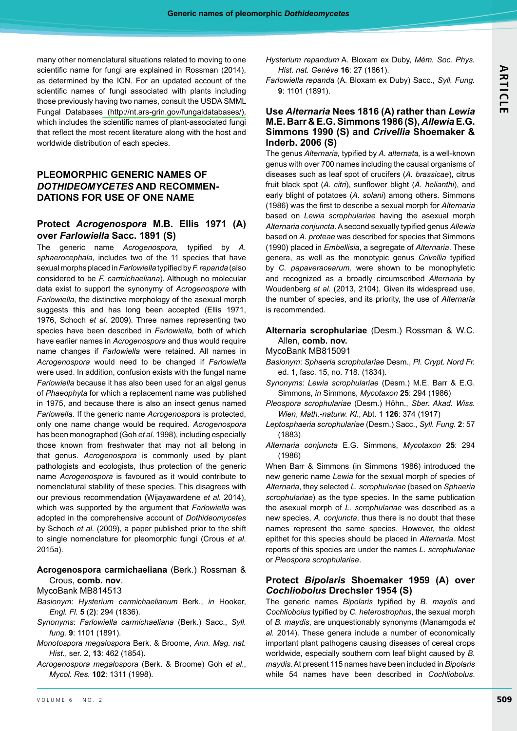many other nomenclatural situations related to moving to one scientific name for fungi are explained in Rossman (2014), as determined by the ICN. For an updated account of the scientific names of fungi associated with plants including those previously having two names, consult the USDA SMML Fungal Databases (http://nt.ars-grin.gov/fungaldatabases/), which includes the scientific names of plant-associated fungi that reflect the most recent literature along with the host and worldwide distribution of each species.

## PLEOMORPHIC GENERIC NAMES OF *DOTHIDEOMYCETES* AND RECOMMENDATIONS FOR USE OF ONE NAME

### Protect *Acrogenospora* M.B. Ellis 1971 (A) over *Farlowiella* Sacc. 1891 (S)

The generic name *Acrogenospora,* typified by *A. sphaerocephala,* includes two of the 11 species that have sexual morphs placed in *Farlowiella* typified by *F. repanda* (also considered to be *F. carmichaeliana*). Although no molecular data exist to support the synonymy of *Acrogenospora* with *Farlowiella*, the distinctive morphology of the asexual morph suggests this and has long been accepted (Ellis 1971, 1976, Schoch *et al.* 2009). Three names representing two species have been described in *Farlowiella,* both of which have earlier names in *Acrogenospora* and thus would require name changes if *Farlowiella* were retained. All names in *Acrogenospora* would need to be changed if *Farlowiella* were used. In addition, confusion exists with the fungal name *Farlowiella* because it has also been used for an algal genus of *Phaeophyta* for which a replacement name was published in 1975, and because there is also an insect genus named *Farlowella*. If the generic name *Acrogenospora* is protected, only one name change would be required. *Acrogenospora* has been monographed (Goh *et al.* 1998), including especially those known from freshwater that may not all belong in that genus. *Acrogenospora* is commonly used by plant pathologists and ecologists, thus protection of the generic name *Acrogenospora* is favoured as it would contribute to nomenclatural stability of these species. This disagrees with our previous recommendation (Wijayawardene *et al.* 2014), which was supported by the argument that *Farlowiella* was adopted in the comprehensive account of *Dothideomycetes* by Schoch *et al.* (2009), a paper published prior to the shift to single nomenclature for pleomorphic fungi (Crous *et al.* 2015a).

**Acrogenospora carmichaeliana** (Berk.) Rossman & Crous, **comb. nov**.
MycoBank MB814513

*Basionym*: *Hysterium carmichaelianum* Berk., *in* Hooker, *Engl. Fl.* **5** (2): 294 (1836).

*Synonyms*: *Farlowiella carmichaeliana* (Berk.) Sacc., *Syll. fung.* **9**: 1101 (1891).

*Monotospora megalospora* Berk. & Broome, *Ann. Mag. nat. Hist.*, ser. 2, **13**: 462 (1854).

*Acrogenospora megalospora* (Berk. & Broome) Goh *et al.*, *Mycol. Res.* **102**: 1311 (1998).

*Hysterium repandum* A. Bloxam ex Duby, *Mém. Soc. Phys. Hist. nat. Genève* **16**: 27 (1861).

*Farlowiella repanda* (A. Bloxam ex Duby) Sacc., *Syll. Fung.* **9**: 1101 (1891).

### Use *Alternaria* Nees 1816 (A) rather than *Lewia* M.E. Barr & E.G. Simmons 1986 (S), *Allewia* E.G. Simmons 1990 (S) and *Crivellia* Shoemaker & Inderb. 2006 (S)

The genus *Alternaria,* typified by *A. alternata,* is a well-known genus with over 700 names including the causal organisms of diseases such as leaf spot of crucifers (*A. brassicae*), citrus fruit black spot (*A. citri*), sunflower blight (*A. helianthi*), and early blight of potatoes (*A. solani*) among others. Simmons (1986) was the first to describe a sexual morph for *Alternaria* based on *Lewia scrophulariae* having the asexual morph *Alternaria conjuncta*. A second sexually typified genus *Allewia* based on *A. proteae* was described for species that Simmons (1990) placed in *Embellisia*, a segregate of *Alternaria*. These genera, as well as the monotypic genus *Crivellia* typified by *C. papaveracearum,* were shown to be monophyletic and recognized as a broadly circumscribed *Alternaria* by Woudenberg *et al.* (2013, 2104). Given its widespread use, the number of species, and its priority, the use of *Alternaria* is recommended.

**Alternaria scrophulariae** (Desm.) Rossman & W.C. Allen, **comb. nov.**
MycoBank MB815091

*Basionym*: *Sphaeria scrophulariae* Desm., *Pl. Crypt. Nord Fr.* ed. 1, fasc. 15, no. 718. (1834).

*Synonyms*: *Lewia scrophulariae* (Desm.) M.E. Barr & E.G. Simmons, *in* Simmons, *Mycotaxon* **25**: 294 (1986)

*Pleospora scrophulariae* (Desm.) Höhn., *Sber. Akad. Wiss. Wien*, *Math.-naturw. Kl.*, Abt. 1 **126**: 374 (1917)

*Leptosphaeria scrophulariae* (Desm.) Sacc., *Syll. Fung.* **2**: 57 (1883)

*Alternaria conjuncta* E.G. Simmons, *Mycotaxon* **25**: 294 (1986)

When Barr & Simmons (in Simmons 1986) introduced the new generic name *Lewia* for the sexual morph of species of *Alternaria*, they selected *L. scrophulariae* (based on *Sphaeria scrophulariae*) as the type species. In the same publication the asexual morph of *L. scrophulariae* was described as a new species, *A. conjuncta*, thus there is no doubt that these names represent the same species. However, the oldest epithet for this species should be placed in *Alternaria*. Most reports of this species are under the names *L. scrophulariae* or *Pleospora scrophulariae*.

### Protect *Bipolaris* Shoemaker 1959 (A) over *Cochliobolus* Drechsler 1954 (S)

The generic names *Bipolaris* typified by *B. maydis* and *Cochliobolus* typified by *C. heterostrophus*, the sexual morph of *B. maydis*, are unquestionably synonyms (Manamgoda *et al.* 2014). These genera include a number of economically important plant pathogens causing diseases of cereal crops worldwide, especially southern corn leaf blight caused by *B. maydis*. At present 115 names have been included in *Bipolaris* while 54 names have been described in *Cochliobolus*.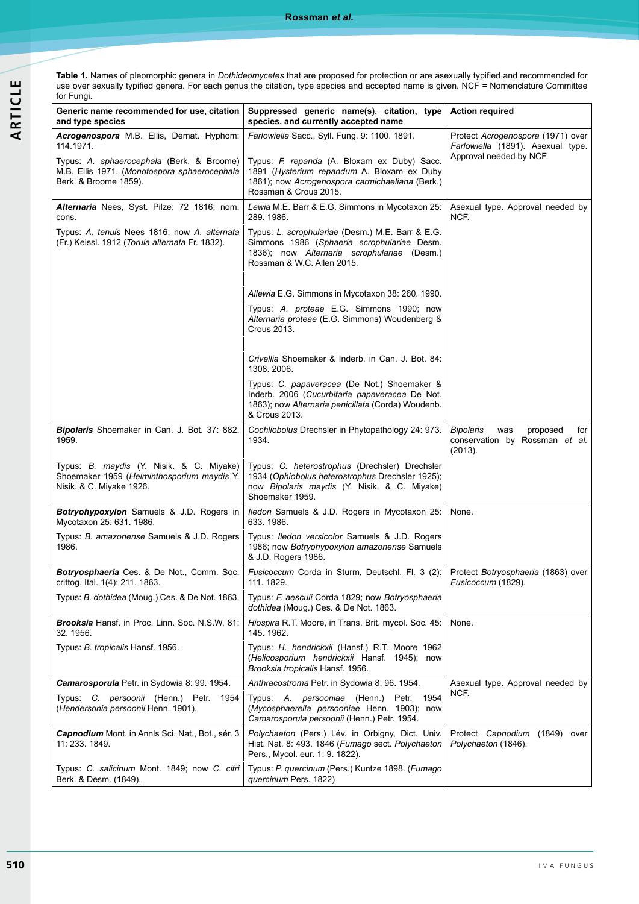**Table 1.** Names of pleomorphic genera in *Dothideomycetes* that are proposed for protection or are asexually typified and recommended for use over sexually typified genera. For each genus the citation, type species and accepted name is given. NCF = Nomenclature Committee for Fungi.

| Generic name recommended for use, citation and type species | Suppressed generic name(s), citation, type species, and currently accepted name | Action required |
|---|---|---|
| ***Acrogenospora*** M.B. Ellis, Demat. Hyphom: 114.1971.<br>Typus: *A. sphaerocephala* (Berk. & Broome) M.B. Ellis 1971. (*Monotospora sphaerocephala* Berk. & Broome 1859). | *Farlowiella* Sacc., Syll. Fung. 9: 1100. 1891.<br>Typus: *F. repanda* (A. Bloxam ex Duby) Sacc. 1891 (*Hysterium repandum* A. Bloxam ex Duby 1861); now *Acrogenospora carmichaeliana* (Berk.) Rossman & Crous 2015. | Protect *Acrogenospora* (1971) over *Farlowiella* (1891). Asexual type. Approval needed by NCF. |
| ***Alternaria*** Nees, Syst. Pilze: 72 1816; nom. cons.<br>Typus: *A. tenuis* Nees 1816; now *A. alternata* (Fr.) Keissl. 1912 (*Torula alternata* Fr. 1832). | *Lewia* M.E. Barr & E.G. Simmons in Mycotaxon 25: 289. 1986.<br>Typus: *L. scrophulariae* (Desm.) M.E. Barr & E.G. Simmons 1986 (*Sphaeria scrophulariae* Desm. 1836); now *Alternaria scrophulariae* (Desm.) Rossman & W.C. Allen 2015.<br><br>*Allewia* E.G. Simmons in Mycotaxon 38: 260. 1990.<br>Typus: *A. proteae* E.G. Simmons 1990; now *Alternaria proteae* (E.G. Simmons) Woudenberg & Crous 2013.<br><br>*Crivellia* Shoemaker & Inderb. in Can. J. Bot. 84: 1308. 2006.<br>Typus: *C. papaveracea* (De Not.) Shoemaker & Inderb. 2006 (*Cucurbitaria papaveracea* De Not. 1863); now *Alternaria penicillata* (Corda) Woudenb. & Crous 2013. | Asexual type. Approval needed by NCF. |
| ***Bipolaris*** Shoemaker in Can. J. Bot. 37: 882. 1959.<br>Typus: *B. maydis* (Y. Nisik. & C. Miyake) Shoemaker 1959 (*Helminthosporium maydis* Y. Nisik. & C. Miyake 1926. | *Cochliobolus* Drechsler in Phytopathology 24: 973. 1934.<br>Typus: *C. heterostrophus* (Drechsler) Drechsler 1934 (*Ophiobolus heterostrophus* Drechsler 1925); now *Bipolaris maydis* (Y. Nisik. & C. Miyake) Shoemaker 1959. | *Bipolaris* was proposed for conservation by Rossman *et al.* (2013). |
| ***Botryohypoxylon*** Samuels & J.D. Rogers in Mycotaxon 25: 631. 1986.<br>Typus: *B. amazonense* Samuels & J.D. Rogers 1986. | *Iledon* Samuels & J.D. Rogers in Mycotaxon 25: 633. 1986.<br>Typus: *Iledon versicolor* Samuels & J.D. Rogers 1986; now *Botryohypoxylon amazonense* Samuels & J.D. Rogers 1986. | None. |
| ***Botryosphaeria*** Ces. & De Not., Comm. Soc. crittog. Ital. 1(4): 211. 1863.<br>Typus: *B. dothidea* (Moug.) Ces. & De Not. 1863. | *Fusicoccum* Corda in Sturm, Deutschl. Fl. 3 (2): 111. 1829.<br>Typus: *F. aesculi* Corda 1829; now *Botryosphaeria dothidea* (Moug.) Ces. & De Not. 1863. | Protect *Botryosphaeria* (1863) over *Fusicoccum* (1829). |
| ***Brooksia*** Hansf. in Proc. Linn. Soc. N.S.W. 81: 32. 1956.<br>Typus: *B. tropicalis* Hansf. 1956. | *Hiospira* R.T. Moore, in Trans. Brit. mycol. Soc. 45: 145. 1962.<br>Typus: *H. hendrickxii* (Hansf.) R.T. Moore 1962 (*Helicosporium hendrickxii* Hansf. 1945); now *Brooksia tropicalis* Hansf. 1956. | None. |
| ***Camarosporula*** Petr. in Sydowia 8: 99. 1954.<br>Typus: *C. persoonii* (Henn.) Petr. 1954 (*Hendersonia persoonii* Henn. 1901). | *Anthracostroma* Petr. in Sydowia 8: 96. 1954.<br>Typus: *A. persooniae* (Henn.) Petr. 1954 (*Mycosphaerella persooniae* Henn. 1903); now *Camarosporula persoonii* (Henn.) Petr. 1954. | Asexual type. Approval needed by NCF. |
| ***Capnodium*** Mont. in Annls Sci. Nat., Bot., sér. 3 11: 233. 1849.<br>Typus: *C. salicinum* Mont. 1849; now *C. citri* Berk. & Desm. (1849). | *Polychaeton* (Pers.) Lév. in Orbigny, Dict. Univ. Hist. Nat. 8: 493. 1846 (*Fumago* sect. *Polychaeton* Pers., Mycol. eur. 1: 9. 1822).<br>Typus: *P. quercinum* (Pers.) Kuntze 1898. (*Fumago quercinum* Pers. 1822) | Protect *Capnodium* (1849) over *Polychaeton* (1846). |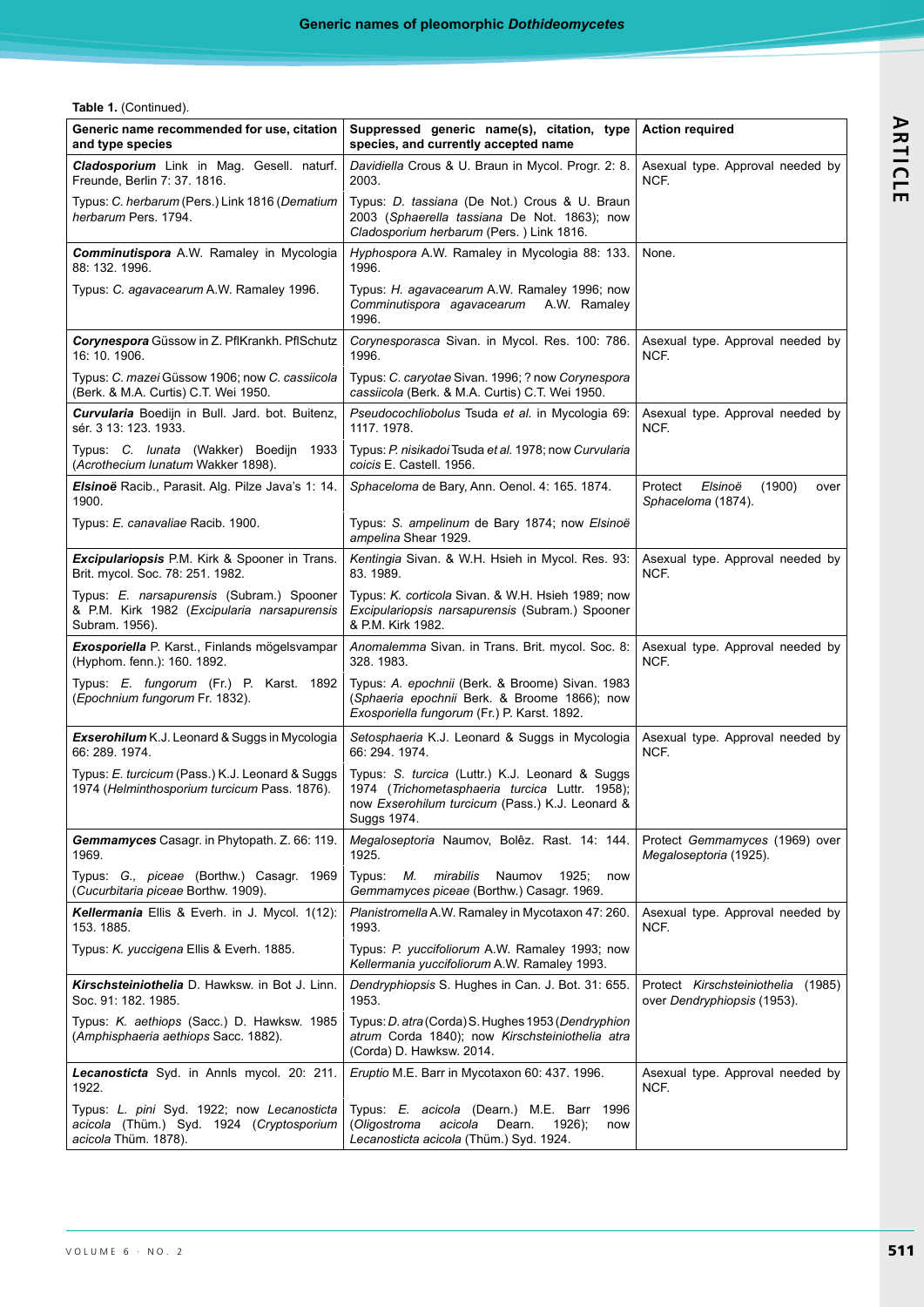**Table 1.** (Continued).

| Generic name recommended for use, citation and type species | Suppressed generic name(s), citation, type species, and currently accepted name | Action required |
|---|---|---|
| ***Cladosporium*** Link in Mag. Gesell. naturf. Freunde, Berlin 7: 37. 1816.<br><br>Typus: *C. herbarum* (Pers.) Link 1816 (*Dematium herbarum* Pers. 1794). | *Davidiella* Crous & U. Braun in Mycol. Progr. 2: 8. 2003.<br><br>Typus: *D. tassiana* (De Not.) Crous & U. Braun 2003 (*Sphaerella tassiana* De Not. 1863); now *Cladosporium herbarum* (Pers. ) Link 1816. | Asexual type. Approval needed by NCF. |
| ***Comminutispora*** A.W. Ramaley in Mycologia 88: 132. 1996.<br><br>Typus: *C. agavacearum* A.W. Ramaley 1996. | *Hyphospora* A.W. Ramaley in Mycologia 88: 133. 1996.<br><br>Typus: *H. agavacearum* A.W. Ramaley 1996; now *Comminutispora agavacearum* A.W. Ramaley 1996. | None. |
| ***Corynespora*** Güssow in Z. PflKrankh. PflSchutz 16: 10. 1906.<br><br>Typus: *C. mazei* Güssow 1906; now *C. cassiicola* (Berk. & M.A. Curtis) C.T. Wei 1950. | *Corynesporasca* Sivan. in Mycol. Res. 100: 786. 1996.<br><br>Typus: *C. caryotae* Sivan. 1996; ? now *Corynespora cassiicola* (Berk. & M.A. Curtis) C.T. Wei 1950. | Asexual type. Approval needed by NCF. |
| ***Curvularia*** Boedijn in Bull. Jard. bot. Buitenz, sér. 3 13: 123. 1933.<br><br>Typus: *C. lunata* (Wakker) Boedijn 1933 (*Acrothecium lunatum* Wakker 1898). | *Pseudocochliobolus* Tsuda *et al.* in Mycologia 69: 1117. 1978.<br><br>Typus: *P. nisikadoi* Tsuda *et al.* 1978; now *Curvularia coicis* E. Castell. 1956. | Asexual type. Approval needed by NCF. |
| ***Elsinoë*** Racib., Parasit. Alg. Pilze Java's 1: 14. 1900.<br><br>Typus: *E. canavaliae* Racib. 1900. | *Sphaceloma* de Bary, Ann. Oenol. 4: 165. 1874.<br><br>Typus: *S. ampelinum* de Bary 1874; now *Elsinoë ampelina* Shear 1929. | Protect *Elsinoë* (1900) over *Sphaceloma* (1874). |
| ***Excipulariopsis*** P.M. Kirk & Spooner in Trans. Brit. mycol. Soc. 78: 251. 1982.<br><br>Typus: *E. narsapurensis* (Subram.) Spooner & P.M. Kirk 1982 (*Excipularia narsapurensis* Subram. 1956). | *Kentingia* Sivan. & W.H. Hsieh in Mycol. Res. 93: 83. 1989.<br><br>Typus: *K. corticola* Sivan. & W.H. Hsieh 1989; now *Excipulariopsis narsapurensis* (Subram.) Spooner & P.M. Kirk 1982. | Asexual type. Approval needed by NCF. |
| ***Exosporiella*** P. Karst., Finlands mögelsvampar (Hyphom. fenn.): 160. 1892.<br><br>Typus: *E. fungorum* (Fr.) P. Karst. 1892 (*Epochnium fungorum* Fr. 1832). | *Anomalemma* Sivan. in Trans. Brit. mycol. Soc. 8: 328. 1983.<br><br>Typus: *A. epochnii* (Berk. & Broome) Sivan. 1983 (*Sphaeria epochnii* Berk. & Broome 1866); now *Exosporiella fungorum* (Fr.) P. Karst. 1892. | Asexual type. Approval needed by NCF. |
| ***Exserohilum*** K.J. Leonard & Suggs in Mycologia 66: 289. 1974.<br><br>Typus: *E. turcicum* (Pass.) K.J. Leonard & Suggs 1974 (*Helminthosporium turcicum* Pass. 1876). | *Setosphaeria* K.J. Leonard & Suggs in Mycologia 66: 294. 1974.<br><br>Typus: *S. turcica* (Luttr.) K.J. Leonard & Suggs 1974 (*Trichometasphaeria turcica* Luttr. 1958); now *Exserohilum turcicum* (Pass.) K.J. Leonard & Suggs 1974. | Asexual type. Approval needed by NCF. |
| ***Gemmamyces*** Casagr. in Phytopath. Z. 66: 119. 1969.<br><br>Typus: *G., piceae* (Borthw.) Casagr. 1969 (*Cucurbitaria piceae* Borthw. 1909). | *Megaloseptoria* Naumov, Bolêz. Rast. 14: 144. 1925.<br><br>Typus: *M. mirabilis* Naumov 1925; now *Gemmamyces piceae* (Borthw.) Casagr. 1969. | Protect *Gemmamyces* (1969) over *Megaloseptoria* (1925). |
| ***Kellermania*** Ellis & Everh. in J. Mycol. 1(12): 153. 1885.<br><br>Typus: *K. yuccigena* Ellis & Everh. 1885. | *Planistromella* A.W. Ramaley in Mycotaxon 47: 260. 1993.<br><br>Typus: *P. yuccifoliorum* A.W. Ramaley 1993; now *Kellermania yuccifoliorum* A.W. Ramaley 1993. | Asexual type. Approval needed by NCF. |
| ***Kirschsteiniothelia*** D. Hawksw. in Bot J. Linn. Soc. 91: 182. 1985.<br><br>Typus: *K. aethiops* (Sacc.) D. Hawksw. 1985 (*Amphisphaeria aethiops* Sacc. 1882). | *Dendryphiopsis* S. Hughes in Can. J. Bot. 31: 655. 1953.<br><br>Typus: *D. atra* (Corda) S. Hughes 1953 (*Dendryphion atrum* Corda 1840); now *Kirschsteiniothelia atra* (Corda) D. Hawksw. 2014. | Protect *Kirschsteiniothelia* (1985) over *Dendryphiopsis* (1953). |
| ***Lecanosticta*** Syd. in Annls mycol. 20: 211. 1922.<br><br>Typus: *L. pini* Syd. 1922; now *Lecanosticta acicola* (Thüm.) Syd. 1924 (*Cryptosporium acicola* Thüm. 1878). | *Eruptio* M.E. Barr in Mycotaxon 60: 437. 1996.<br><br>Typus: *E. acicola* (Dearn.) M.E. Barr 1996 (*Oligostroma acicola* Dearn. 1926); now *Lecanosticta acicola* (Thüm.) Syd. 1924. | Asexual type. Approval needed by NCF. |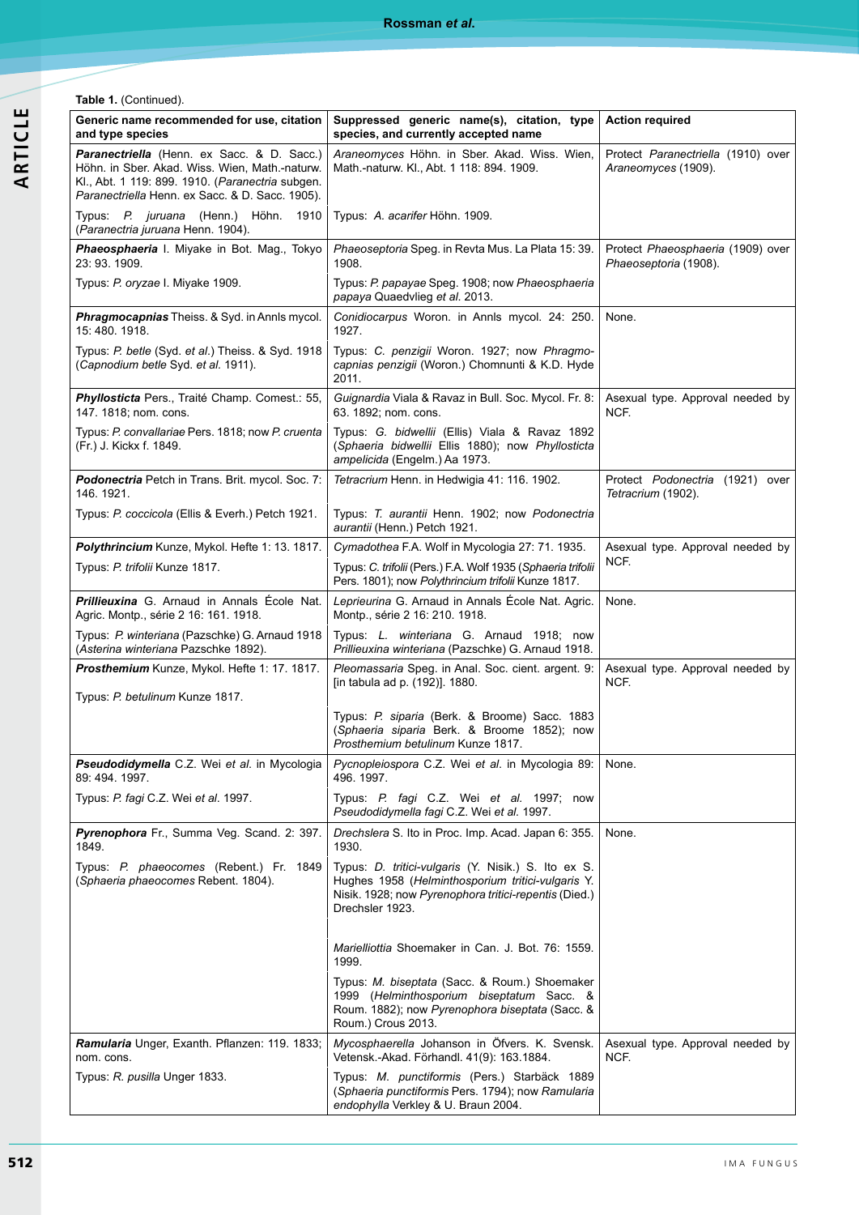**Table 1.** (Continued).

| Generic name recommended for use, citation and type species | Suppressed generic name(s), citation, type species, and currently accepted name | Action required |
|---|---|---|
| ***Paranectriella*** (Henn. ex Sacc. & D. Sacc.) Höhn. in Sber. Akad. Wiss. Wien, Math.-naturw. Kl., Abt. 1 119: 899. 1910. (*Paranectria* subgen. *Paranectriella* Henn. ex Sacc. & D. Sacc. 1905).<br><br>Typus: *P. juruana* (Henn.) Höhn. 1910 (*Paranectria juruana* Henn. 1904). | *Araneomyces* Höhn. in Sber. Akad. Wiss. Wien, Math.-naturw. Kl., Abt. 1 118: 894. 1909.<br><br>Typus: *A. acarifer* Höhn. 1909. | Protect *Paranectriella* (1910) over *Araneomyces* (1909). |
| ***Phaeosphaeria*** I. Miyake in Bot. Mag., Tokyo 23: 93. 1909.<br><br>Typus: *P. oryzae* I. Miyake 1909. | *Phaeoseptoria* Speg. in Revta Mus. La Plata 15: 39. 1908.<br><br>Typus: *P. papayae* Speg. 1908; now *Phaeosphaeria papaya* Quaedvlieg *et al.* 2013. | Protect *Phaeosphaeria* (1909) over *Phaeoseptoria* (1908). |
| ***Phragmocapnias*** Theiss. & Syd. in Annls mycol. 15: 480. 1918.<br><br>Typus: *P. betle* (Syd. *et al.*) Theiss. & Syd. 1918 (*Capnodium betle* Syd. *et al.* 1911). | *Conidiocarpus* Woron. in Annls mycol. 24: 250. 1927.<br><br>Typus: *C. penzigii* Woron. 1927; now *Phragmocapnias penzigii* (Woron.) Chomnunti & K.D. Hyde 2011. | None. |
| ***Phyllosticta*** Pers., Traité Champ. Comest.: 55, 147. 1818; nom. cons.<br><br>Typus: *P. convallariae* Pers. 1818; now *P. cruenta* (Fr.) J. Kickx f. 1849. | *Guignardia* Viala & Ravaz in Bull. Soc. Mycol. Fr. 8: 63. 1892; nom. cons.<br><br>Typus: *G. bidwellii* (Ellis) Viala & Ravaz 1892 (*Sphaeria bidwellii* Ellis 1880); now *Phyllosticta ampelicida* (Engelm.) Aa 1973. | Asexual type. Approval needed by NCF. |
| ***Podonectria*** Petch in Trans. Brit. mycol. Soc. 7: 146. 1921.<br><br>Typus: *P. coccicola* (Ellis & Everh.) Petch 1921. | *Tetracrium* Henn. in Hedwigia 41: 116. 1902.<br><br>Typus: *T. aurantii* Henn. 1902; now *Podonectria aurantii* (Henn.) Petch 1921. | Protect *Podonectria* (1921) over *Tetracrium* (1902). |
| ***Polythrincium*** Kunze, Mykol. Hefte 1: 13. 1817.<br><br>Typus: *P. trifolii* Kunze 1817. | *Cymadothea* F.A. Wolf in Mycologia 27: 71. 1935.<br><br>Typus: *C. trifolii* (Pers.) F.A. Wolf 1935 (*Sphaeria trifolii* Pers. 1801); now *Polythrincium trifolii* Kunze 1817. | Asexual type. Approval needed by NCF. |
| ***Prillieuxina*** G. Arnaud in Annals École Nat. Agric. Montp., série 2 16: 161. 1918.<br><br>Typus: *P. winteriana* (Pazschke) G. Arnaud 1918 (*Asterina winteriana* Pazschke 1892). | *Leprieurina* G. Arnaud in Annals École Nat. Agric. Montp., série 2 16: 210. 1918.<br><br>Typus: *L. winteriana* G. Arnaud 1918; now *Prillieuxina winteriana* (Pazschke) G. Arnaud 1918. | None. |
| ***Prosthemium*** Kunze, Mykol. Hefte 1: 17. 1817.<br><br>Typus: *P. betulinum* Kunze 1817. | *Pleomassaria* Speg. in Anal. Soc. cient. argent. 9: [in tabula ad p. (192)]. 1880.<br><br>Typus: *P. siparia* (Berk. & Broome) Sacc. 1883 (*Sphaeria siparia* Berk. & Broome 1852); now *Prosthemium betulinum* Kunze 1817. | Asexual type. Approval needed by NCF. |
| ***Pseudodidymella*** C.Z. Wei *et al.* in Mycologia 89: 494. 1997.<br><br>Typus: *P. fagi* C.Z. Wei *et al.* 1997. | *Pycnopleiospora* C.Z. Wei *et al.* in Mycologia 89: 496. 1997.<br><br>Typus: *P. fagi* C.Z. Wei *et al.* 1997; now *Pseudodidymella fagi* C.Z. Wei *et al.* 1997. | None. |
| ***Pyrenophora*** Fr., Summa Veg. Scand. 2: 397. 1849.<br><br>Typus: *P. phaeocomes* (Rebent.) Fr. 1849 (*Sphaeria phaeocomes* Rebent. 1804). | *Drechslera* S. Ito in Proc. Imp. Acad. Japan 6: 355. 1930.<br><br>Typus: *D. tritici-vulgaris* (Y. Nisik.) S. Ito ex S. Hughes 1958 (*Helminthosporium tritici-vulgaris* Y. Nisik. 1928; now *Pyrenophora tritici-repentis* (Died.) Drechsler 1923.<br><br>*Marielliottia* Shoemaker in Can. J. Bot. 76: 1559. 1999.<br><br>Typus: *M. biseptata* (Sacc. & Roum.) Shoemaker 1999 (*Helminthosporium biseptatum* Sacc. & Roum. 1882); now *Pyrenophora biseptata* (Sacc. & Roum.) Crous 2013. | None. |
| ***Ramularia*** Unger, Exanth. Pflanzen: 119. 1833; nom. cons.<br><br>Typus: *R. pusilla* Unger 1833. | *Mycosphaerella* Johanson in Öfvers. K. Svensk. Vetensk.-Akad. Förhandl. 41(9): 163.1884.<br><br>Typus: *M. punctiformis* (Pers.) Starbäck 1889 (*Sphaeria punctiformis* Pers. 1794); now *Ramularia endophylla* Verkley & U. Braun 2004. | Asexual type. Approval needed by NCF. |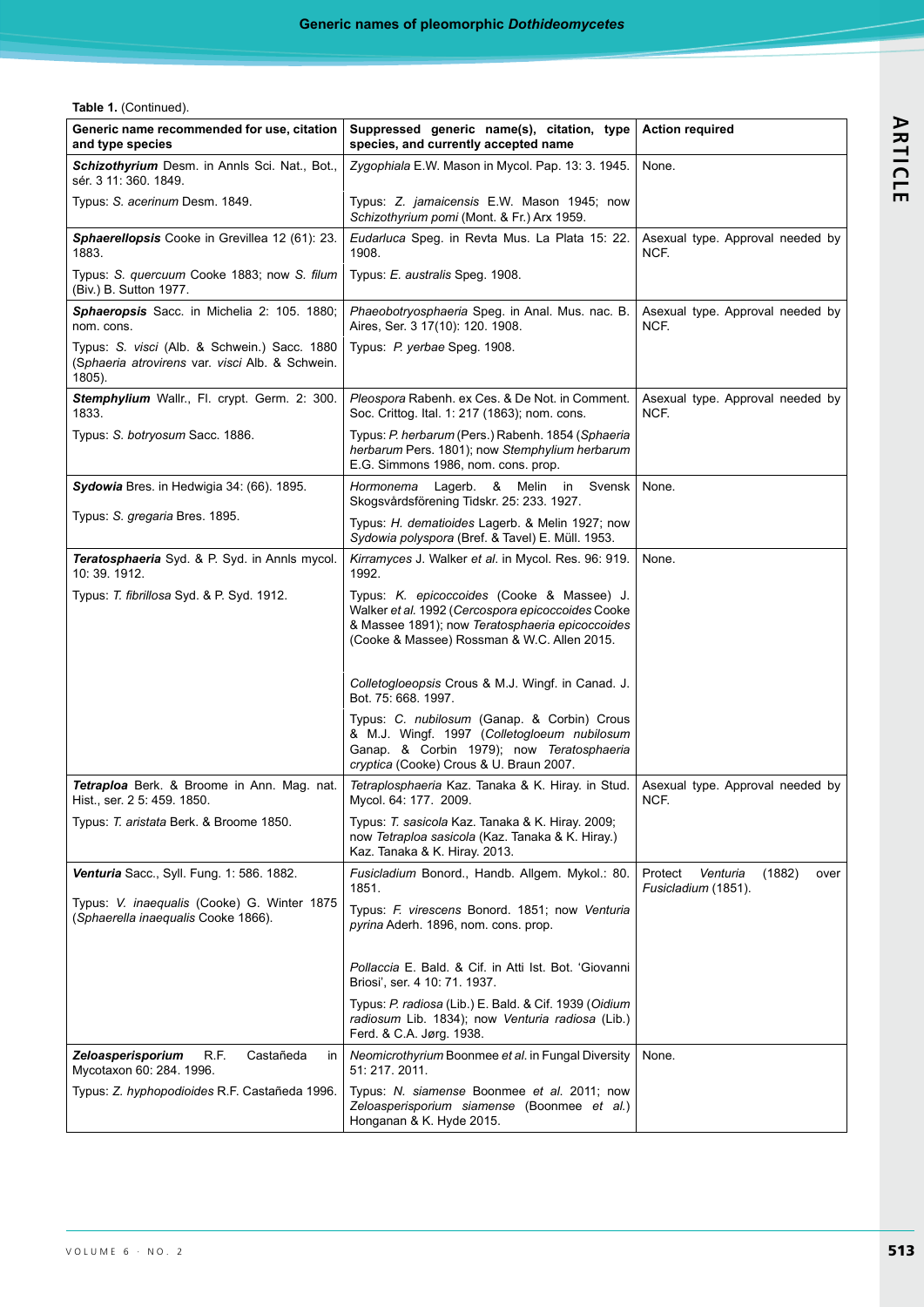**Table 1.** (Continued).

| Generic name recommended for use, citation and type species | Suppressed generic name(s), citation, type species, and currently accepted name | Action required |
|---|---|---|
| ***Schizothyrium*** Desm. in Annls Sci. Nat., Bot., sér. 3 11: 360. 1849.<br><br>Typus: *S. acerinum* Desm. 1849. | *Zygophiala* E.W. Mason in Mycol. Pap. 13: 3. 1945.<br><br>Typus: *Z. jamaicensis* E.W. Mason 1945; now *Schizothyrium pomi* (Mont. & Fr.) Arx 1959. | None. |
| ***Sphaerellopsis*** Cooke in Grevillea 12 (61): 23. 1883.<br><br>Typus: *S. quercuum* Cooke 1883; now *S. filum* (Biv.) B. Sutton 1977. | *Eudarluca* Speg. in Revta Mus. La Plata 15: 22. 1908.<br><br>Typus: *E. australis* Speg. 1908. | Asexual type. Approval needed by NCF. |
| ***Sphaeropsis*** Sacc. in Michelia 2: 105. 1880; nom. cons.<br><br>Typus: *S. visci* (Alb. & Schwein.) Sacc. 1880 (*Sphaeria atrovirens* var. *visci* Alb. & Schwein. 1805). | *Phaeobotryosphaeria* Speg. in Anal. Mus. nac. B. Aires, Ser. 3 17(10): 120. 1908.<br><br>Typus: *P. yerbae* Speg. 1908. | Asexual type. Approval needed by NCF. |
| ***Stemphylium*** Wallr., Fl. crypt. Germ. 2: 300. 1833.<br><br>Typus: *S. botryosum* Sacc. 1886. | *Pleospora* Rabenh. ex Ces. & De Not. in Comment. Soc. Crittog. Ital. 1: 217 (1863); nom. cons.<br><br>Typus: *P. herbarum* (Pers.) Rabenh. 1854 (*Sphaeria herbarum* Pers. 1801); now *Stemphylium herbarum* E.G. Simmons 1986, nom. cons. prop. | Asexual type. Approval needed by NCF. |
| ***Sydowia*** Bres. in Hedwigia 34: (66). 1895.<br><br>Typus: *S. gregaria* Bres. 1895. | *Hormonema* Lagerb. & Melin in Svensk Skogsvårdsförening Tidskr. 25: 233. 1927.<br><br>Typus: *H. dematioides* Lagerb. & Melin 1927; now *Sydowia polyspora* (Bref. & Tavel) E. Müll. 1953. | None. |
| ***Teratosphaeria*** Syd. & P. Syd. in Annls mycol. 10: 39. 1912.<br><br>Typus: *T. fibrillosa* Syd. & P. Syd. 1912. | *Kirramyces* J. Walker *et al.* in Mycol. Res. 96: 919. 1992.<br><br>Typus: *K. epicoccoides* (Cooke & Massee) J. Walker *et al.* 1992 (*Cercospora epicoccoides* Cooke & Massee 1891); now *Teratosphaeria epicoccoides* (Cooke & Massee) Rossman & W.C. Allen 2015.<br><br>*Colletogloeopsis* Crous & M.J. Wingf. in Canad. J. Bot. 75: 668. 1997.<br><br>Typus: *C. nubilosum* (Ganap. & Corbin) Crous & M.J. Wingf. 1997 (*Colletogloeum nubilosum* Ganap. & Corbin 1979); now *Teratosphaeria cryptica* (Cooke) Crous & U. Braun 2007. | None. |
| ***Tetraploa*** Berk. & Broome in Ann. Mag. nat. Hist., ser. 2 5: 459. 1850.<br><br>Typus: *T. aristata* Berk. & Broome 1850. | *Tetraplosphaeria* Kaz. Tanaka & K. Hiray. in Stud. Mycol. 64: 177. 2009.<br><br>Typus: *T. sasicola* Kaz. Tanaka & K. Hiray. 2009; now *Tetraploa sasicola* (Kaz. Tanaka & K. Hiray.) Kaz. Tanaka & K. Hiray. 2013. | Asexual type. Approval needed by NCF. |
| ***Venturia*** Sacc., Syll. Fung. 1: 586. 1882.<br><br>Typus: *V. inaequalis* (Cooke) G. Winter 1875 (*Sphaerella inaequalis* Cooke 1866). | *Fusicladium* Bonord., Handb. Allgem. Mykol.: 80. 1851.<br><br>Typus: *F. virescens* Bonord. 1851; now *Venturia pyrina* Aderh. 1896, nom. cons. prop.<br><br>*Pollaccia* E. Bald. & Cif. in Atti Ist. Bot. 'Giovanni Briosi', ser. 4 10: 71. 1937.<br><br>Typus: *P. radiosa* (Lib.) E. Bald. & Cif. 1939 (*Oidium radiosum* Lib. 1834); now *Venturia radiosa* (Lib.) Ferd. & C.A. Jørg. 1938. | Protect *Venturia* (1882) over *Fusicladium* (1851). |
| ***Zeloasperisporium*** R.F. Castañeda in Mycotaxon 60: 284. 1996.<br><br>Typus: *Z. hyphopodioides* R.F. Castañeda 1996. | *Neomicrothyrium* Boonmee *et al.* in Fungal Diversity 51: 217. 2011.<br><br>Typus: *N. siamense* Boonmee *et al.* 2011; now *Zeloasperisporium siamense* (Boonmee *et al.*) Honganan & K. Hyde 2015. | None. |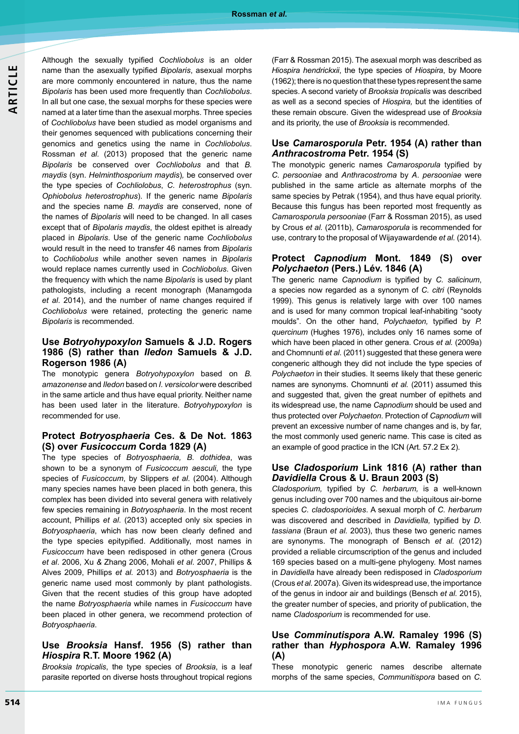Although the sexually typified *Cochliobolus* is an older name than the asexually typified *Bipolaris*, asexual morphs are more commonly encountered in nature, thus the name *Bipolaris* has been used more frequently than *Cochliobolus*. In all but one case, the sexual morphs for these species were named at a later time than the asexual morphs. Three species of *Cochliobolus* have been studied as model organisms and their genomes sequenced with publications concerning their genomics and genetics using the name in *Cochliobolus*. Rossman *et al.* (2013) proposed that the generic name *Bipolaris* be conserved over *Cochliobolus* and that *B. maydis* (syn. *Helminthosporium maydis*), be conserved over the type species of *Cochliolobus*, *C. heterostrophus* (syn. *Ophiobolus heterostrophus*). If the generic name *Bipolaris* and the species name *B. maydis* are conserved, none of the names of *Bipolaris* will need to be changed. In all cases except that of *Bipolaris maydis*, the oldest epithet is already placed in *Bipolaris*. Use of the generic name *Cochliobolus* would result in the need to transfer 46 names from *Bipolaris* to *Cochliobolus* while another seven names in *Bipolaris* would replace names currently used in *Cochliobolus*. Given the frequency with which the name *Bipolaris* is used by plant pathologists, including a recent monograph (Manamgoda *et al*. 2014), and the number of name changes required if *Cochliobolus* were retained, protecting the generic name *Bipolaris* is recommended.

### Use *Botryohypoxylon* Samuels & J.D. Rogers 1986 (S) rather than *Iledon* Samuels & J.D. Rogerson 1986 (A)

The monotypic genera *Botryohypoxylon* based on *B. amazonense* and *Iledon* based on *I. versicolor* were described in the same article and thus have equal priority. Neither name has been used later in the literature. *Botryohypoxylon* is recommended for use.

### Protect *Botryosphaeria* Ces. & De Not. 1863 (S) over *Fusicoccum* Corda 1829 (A)

The type species of *Botryosphaeria, B. dothidea*, was shown to be a synonym of *Fusicoccum aesculi*, the type species of *Fusicoccum*, by Slippers *et al*. (2004). Although many species names have been placed in both genera, this complex has been divided into several genera with relatively few species remaining in *Botryosphaeria*. In the most recent account, Phillips *et al*. (2013) accepted only six species in *Botryosphaeria*, which has now been clearly defined and the type species epitypified. Additionally, most names in *Fusicoccum* have been redisposed in other genera (Crous *et al*. 2006, Xu & Zhang 2006, Mohali *et al*. 2007, Phillips & Alves 2009, Phillips *et al.* 2013) and *Botryosphaeria* is the generic name used most commonly by plant pathologists. Given that the recent studies of this group have adopted the name *Botryosphaeria* while names in *Fusicoccum* have been placed in other genera, we recommend protection of *Botryosphaeria*.

### Use *Brooksia* Hansf. 1956 (S) rather than *Hiospira* R.T. Moore 1962 (A)

*Brooksia tropicalis*, the type species of *Brooksia*, is a leaf parasite reported on diverse hosts throughout tropical regions (Farr & Rossman 2015). The asexual morph was described as *Hiospira hendrickxii*, the type species of *Hiospira*, by Moore (1962); there is no question that these types represent the same species. A second variety of *Brooksia tropicalis* was described as well as a second species of *Hiospira,* but the identities of these remain obscure. Given the widespread use of *Brooksia* and its priority, the use of *Brooksia* is recommended.

### Use *Camarosporula* Petr. 1954 (A) rather than *Anthracostroma* Petr. 1954 (S)

The monotypic generic names *Camarosporula* typified by *C. persooniae* and *Anthracostroma* by *A*. *persooniae* were published in the same article as alternate morphs of the same species by Petrak (1954), and thus have equal priority. Because this fungus has been reported most frequently as *Camarosporula persooniae* (Farr & Rossman 2015), as used by Crous *et al.* (2011b), *Camarosporula* is recommended for use, contrary to the proposal of Wijayawardende *et al.* (2014).

### Protect *Capnodium* Mont. 1849 (S) over *Polychaeton* (Pers.) Lév. 1846 (A)

The generic name *Capnodium* is typified by *C. salicinum*, a species now regarded as a synonym of *C. citri* (Reynolds 1999). This genus is relatively large with over 100 names and is used for many common tropical leaf-inhabiting "sooty moulds". On the other hand, *Polychaeton,* typified by *P. quercinum* (Hughes 1976), includes only 16 names some of which have been placed in other genera. Crous *et al.* (2009a) and Chomnunti *et al*. (2011) suggested that these genera were congeneric although they did not include the type species of *Polychaeton* in their studies. It seems likely that these generic names are synonyms. Chomnunti *et al.* (2011) assumed this and suggested that, given the great number of epithets and its widespread use, the name *Capnodium* should be used and thus protected over *Polychaeton*. Protection of *Capnodium* will prevent an excessive number of name changes and is, by far, the most commonly used generic name. This case is cited as an example of good practice in the ICN (Art. 57.2 Ex 2).

### Use *Cladosporium* Link 1816 (A) rather than *Davidiella* Crous & U. Braun 2003 (S)

*Cladosporium,* typified by *C. herbarum,* is a well-known genus including over 700 names and the ubiquitous air-borne species *C. cladosporioides*. A sexual morph of *C. herbarum* was discovered and described in *Davidiella,* typified by *D. tassiana* (Braun *et al.* 2003), thus these two generic names are synonyms. The monograph of Bensch *et al.* (2012) provided a reliable circumscription of the genus and included 169 species based on a multi-gene phylogeny. Most names in *Davidiella* have already been redisposed in *Cladosporium* (Crous *et al.* 2007a). Given its widespread use, the importance of the genus in indoor air and buildings (Bensch *et al.* 2015), the greater number of species, and priority of publication, the name *Cladosporium* is recommended for use.

### Use *Comminutispora* A.W. Ramaley 1996 (S) rather than *Hyphospora* A.W. Ramaley 1996 (A)

These monotypic generic names describe alternate morphs of the same species, *Communitispora* based on *C.*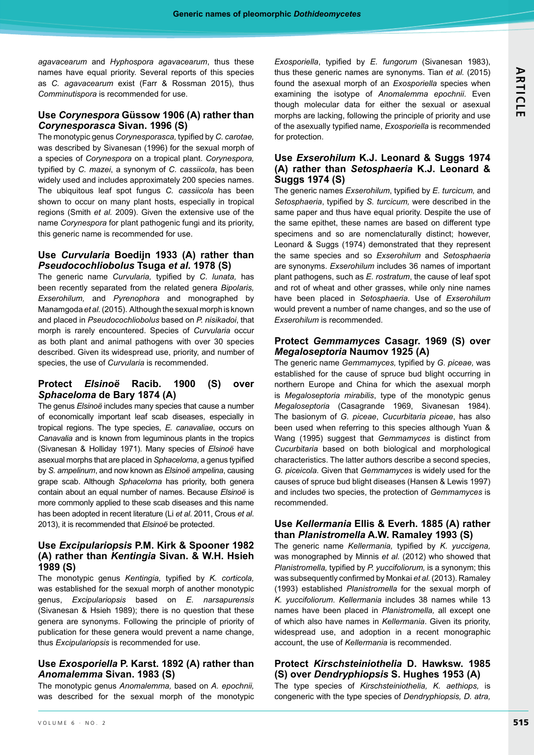*agavacearum* and *Hyphospora agavacearum*, thus these names have equal priority. Several reports of this species as *C. agavacearum* exist (Farr & Rossman 2015), thus *Comminutispora* is recommended for use.

### Use *Corynespora* Güssow 1906 (A) rather than *Corynesporasca* Sivan. 1996 (S)

The monotypic genus *Corynesporasca*, typified by *C. carotae*, was described by Sivanesan (1996) for the sexual morph of a species of *Corynespora* on a tropical plant. *Corynespora*, typified by *C. mazei*, a synonym of *C. cassiicola*, has been widely used and includes approximately 200 species names. The ubiquitous leaf spot fungus *C. cassiicola* has been shown to occur on many plant hosts, especially in tropical regions (Smith *et al.* 2009). Given the extensive use of the name *Corynespora* for plant pathogenic fungi and its priority, this generic name is recommended for use.

### Use *Curvularia* Boedijn 1933 (A) rather than *Pseudocochliobolus* Tsuga *et al.* 1978 (S)

The generic name *Curvularia*, typified by *C. lunata*, has been recently separated from the related genera *Bipolaris*, *Exserohilum*, and *Pyrenophora* and monographed by Manamgoda *et al.* (2015). Although the sexual morph is known and placed in *Pseudocochliobolus* based on *P. nisikadoi*, that morph is rarely encountered. Species of *Curvularia* occur as both plant and animal pathogens with over 30 species described. Given its widespread use, priority, and number of species, the use of *Curvularia* is recommended.

### Protect *Elsinoë* Racib. 1900 (S) over *Sphaceloma* de Bary 1874 (A)

The genus *Elsinoë* includes many species that cause a number of economically important leaf scab diseases, especially in tropical regions. The type species, *E. canavaliae*, occurs on *Canavalia* and is known from leguminous plants in the tropics (Sivanesan & Holliday 1971). Many species of *Elsinoë* have asexual morphs that are placed in *Sphaceloma*, a genus typified by *S. ampelinum*, and now known as *Elsinoë ampelina*, causing grape scab. Although *Sphaceloma* has priority, both genera contain about an equal number of names. Because *Elsinoë* is more commonly applied to these scab diseases and this name has been adopted in recent literature (Li *et al.* 2011, Crous *et al.* 2013), it is recommended that *Elsinoë* be protected.

### Use *Excipulariopsis* P.M. Kirk & Spooner 1982 (A) rather than *Kentingia* Sivan. & W.H. Hsieh 1989 (S)

The monotypic genus *Kentingia*, typified by *K. corticola*, was established for the sexual morph of another monotypic genus, *Excipulariopsis* based on *E. narsapurensis* (Sivanesan & Hsieh 1989); there is no question that these genera are synonyms. Following the principle of priority of publication for these genera would prevent a name change, thus *Excipulariopsis* is recommended for use.

### Use *Exosporiella* P. Karst. 1892 (A) rather than *Anomalemma* Sivan. 1983 (S)

The monotypic genus *Anomalemma*, based on *A. epochnii*, was described for the sexual morph of the monotypic *Exosporiella*, typified by *E. fungorum* (Sivanesan 1983), thus these generic names are synonyms. Tian *et al.* (2015) found the asexual morph of an *Exosporiella* species when examining the isotype of *Anomalemma epochnii*. Even though molecular data for either the sexual or asexual morphs are lacking, following the principle of priority and use of the asexually typified name, *Exosporiella* is recommended for protection.

### Use *Exserohilum* K.J. Leonard & Suggs 1974 (A) rather than *Setosphaeria* K.J. Leonard & Suggs 1974 (S)

The generic names *Exserohilum*, typified by *E. turcicum*, and *Setosphaeria*, typified by *S. turcicum*, were described in the same paper and thus have equal priority. Despite the use of the same epithet, these names are based on different type specimens and so are nomenclaturally distinct; however, Leonard & Suggs (1974) demonstrated that they represent the same species and so *Exserohilum* and *Setosphaeria* are synonyms. *Exserohilum* includes 36 names of important plant pathogens, such as *E. rostratum*, the cause of leaf spot and rot of wheat and other grasses, while only nine names have been placed in *Setosphaeria*. Use of *Exserohilum* would prevent a number of name changes, and so the use of *Exserohilum* is recommended.

### Protect *Gemmamyces* Casagr. 1969 (S) over *Megaloseptoria* Naumov 1925 (A)

The generic name *Gemmamyces*, typified by *G. piceae*, was established for the cause of spruce bud blight occurring in northern Europe and China for which the asexual morph is *Megaloseptoria mirabilis*, type of the monotypic genus *Megaloseptoria* (Casagrande 1969, Sivanesan 1984). The basionym of *G. piceae*, *Cucurbitaria piceae*, has also been used when referring to this species although Yuan & Wang (1995) suggest that *Gemmamyces* is distinct from *Cucurbitaria* based on both biological and morphological characteristics. The latter authors describe a second species, *G. piceicola*. Given that *Gemmamyces* is widely used for the causes of spruce bud blight diseases (Hansen & Lewis 1997) and includes two species, the protection of *Gemmamyces* is recommended.

### Use *Kellermania* Ellis & Everh. 1885 (A) rather than *Planistromella* A.W. Ramaley 1993 (S)

The generic name *Kellermania*, typified by *K. yuccigena*, was monographed by Minnis *et al.* (2012) who showed that *Planistromella*, typified by *P. yuccifoliorum*, is a synonym; this was subsequently confirmed by Monkai *et al.* (2013). Ramaley (1993) established *Planistromella* for the sexual morph of *K. yuccifoliorum*. *Kellermania* includes 38 names while 13 names have been placed in *Planistromella*, all except one of which also have names in *Kellermania*. Given its priority, widespread use, and adoption in a recent monographic account, the use of *Kellermania* is recommended.

### Protect *Kirschsteiniothelia* D. Hawksw. 1985 (S) over *Dendryphiopsis* S. Hughes 1953 (A)

The type species of *Kirschsteiniothelia*, *K. aethiops*, is congeneric with the type species of *Dendryphiopsis*, *D. atra*,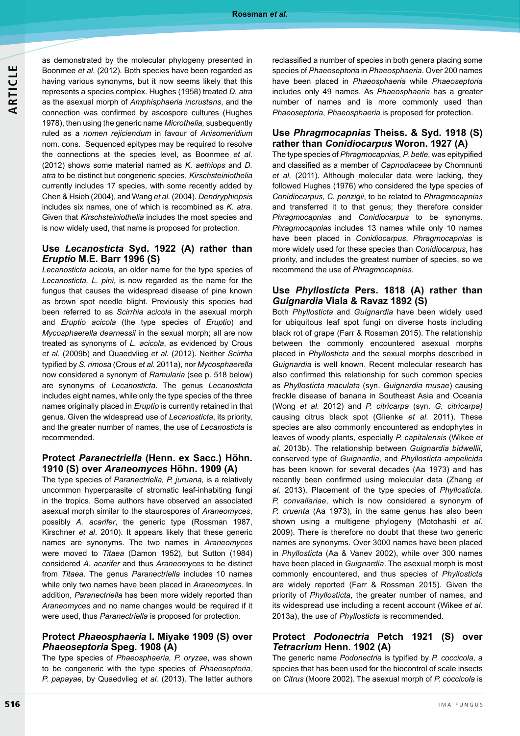as demonstrated by the molecular phylogeny presented in Boonmee *et al*. (2012). Both species have been regarded as having various synonyms, but it now seems likely that this represents a species complex. Hughes (1958) treated *D. atra* as the asexual morph of *Amphisphaeria incrustans*, and the connection was confirmed by ascospore cultures (Hughes 1978), then using the generic name *Microthelia,* susbequently ruled as a *nomen rejiciendum* in favour of *Anisomeridium* nom. cons. Sequenced epitypes may be required to resolve the connections at the species level, as Boonmee *et al*. (2012) shows some material named as *K. aethiops* and *D. atra* to be distinct but congeneric species. *Kirschsteiniothelia* currently includes 17 species, with some recently added by Chen & Hsieh (2004), and Wang *et al.* (2004). *Dendryphiopsis* includes six names, one of which is recombined as *K. atra*. Given that *Kirschsteiniothelia* includes the most species and is now widely used, that name is proposed for protection.

## Use *Lecanosticta* Syd. 1922 (A) rather than *Eruptio* M.E. Barr 1996 (S)

*Lecanosticta acicola*, an older name for the type species of *Lecanosticta, L. pini*, is now regarded as the name for the fungus that causes the widespread disease of pine known as brown spot needle blight. Previously this species had been referred to as *Scirrhia acicola* in the asexual morph and *Eruptio acicola* (the type species of *Eruptio*) and *Mycosphaerella dearnessii* in the sexual morph; all are now treated as synonyms of *L. acicola*, as evidenced by Crous *et al.* (2009b) and Quaedvlieg *et al.* (2012). Neither *Scirrha* typified by *S. rimosa* (Crous *et al.* 2011a), nor *Mycosphaerella* now considered a synonym of *Ramularia* (see p. 518 below) are synonyms of *Lecanosticta*. The genus *Lecanosticta* includes eight names, while only the type species of the three names originally placed in *Eruptio* is currently retained in that genus. Given the widespread use of *Lecanosticta*, its priority, and the greater number of names, the use of *Lecanosticta* is recommended.

## Protect *Paranectriella* (Henn. ex Sacc.) Höhn. 1910 (S) over *Araneomyces* Höhn. 1909 (A)

The type species of *Paranectriella, P. juruana*, is a relatively uncommon hyperparasite of stromatic leaf-inhabiting fungi in the tropics. Some authors have observed an associated asexual morph similar to the staurospores of *Araneomyces*, possibly *A. acarifer*, the generic type (Rossman 1987, Kirschner *et al*. 2010). It appears likely that these generic names are synonyms. The two names in *Araneomyces* were moved to *Titaea* (Damon 1952), but Sutton (1984) considered *A. acarifer* and thus *Araneomyces* to be distinct from *Titaea*. The genus *Paranectriella* includes 10 names while only two names have been placed in *Araneomyces*. In addition, *Paranectriella* has been more widely reported than *Araneomyces* and no name changes would be required if it were used, thus *Paranectriella* is proposed for protection.

## Protect *Phaeosphaeria* I. Miyake 1909 (S) over *Phaeoseptoria* Speg. 1908 (A)

The type species of *Phaeosphaeria, P. oryzae*, was shown to be congeneric with the type species of *Phaeoseptoria, P. papayae*, by Quaedvlieg *et al.* (2013). The latter authors reclassified a number of species in both genera placing some species of *Phaeoseptoria* in *Phaeosphaeria*. Over 200 names have been placed in *Phaeosphaeria* while *Phaeoseptoria* includes only 49 names. As *Phaeosphaeria* has a greater number of names and is more commonly used than *Phaeoseptoria*, *Phaeosphaeria* is proposed for protection.

## Use *Phragmocapnias* Theiss. & Syd. 1918 (S) rather than *Conidiocarpus* Woron. 1927 (A)

The type species of *Phragmocapnias, P. betle*, was epitypified and classified as a member of *Capnodiaceae* by Chomnunti *et al.* (2011). Although molecular data were lacking, they followed Hughes (1976) who considered the type species of *Conidiocarpus*, *C. penzigii*, to be related to *Phragmocapnias* and transferred it to that genus; they therefore consider *Phragmocapnias* and *Conidiocarpus* to be synonyms. *Phragmocapnias* includes 13 names while only 10 names have been placed in *Conidiocarpus*. *Phragmocapnias* is more widely used for these species than *Conidiocarpus*, has priority, and includes the greatest number of species, so we recommend the use of *Phragmocapnias*.

## Use *Phyllosticta* Pers. 1818 (A) rather than *Guignardia* Viala & Ravaz 1892 (S)

Both *Phyllosticta* and *Guignardia* have been widely used for ubiquitous leaf spot fungi on diverse hosts including black rot of grape (Farr & Rossman 2015). The relationship between the commonly encountered asexual morphs placed in *Phyllosticta* and the sexual morphs described in *Guignardia* is well known. Recent molecular research has also confirmed this relationship for such common species as *Phyllosticta maculata* (syn. *Guignardia musae*) causing freckle disease of banana in Southeast Asia and Oceania (Wong *et al.* 2012) and *P. citricarpa* (syn. *G. citricarpa)* causing citrus black spot (Glienke *et al.* 2011). These species are also commonly encountered as endophytes in leaves of woody plants, especially *P. capitalensis* (Wikee *et al.* 2013b). The relationship between *Guignardia bidwellii*, conserved type of *Guignardia*, and *Phyllosticta ampelicida* has been known for several decades (Aa 1973) and has recently been confirmed using molecular data (Zhang *et al.* 2013). Placement of the type species of *Phyllosticta, P. convallariae*, which is now considered a synonym of *P. cruenta* (Aa 1973), in the same genus has also been shown using a multigene phylogeny (Motohashi *et al.* 2009). There is therefore no doubt that these two generic names are synonyms. Over 3000 names have been placed in *Phyllosticta* (Aa & Vanev 2002), while over 300 names have been placed in *Guignardia*. The asexual morph is most commonly encountered, and thus species of *Phyllosticta* are widely reported (Farr & Rossman 2015). Given the priority of *Phyllosticta*, the greater number of names, and its widespread use including a recent account (Wikee *et al.* 2013a), the use of *Phyllosticta* is recommended.

## Protect *Podonectria* Petch 1921 (S) over *Tetracrium* Henn. 1902 (A)

The generic name *Podonectria* is typified by *P. coccicola*, a species that has been used for the biocontrol of scale insects on *Citrus* (Moore 2002). The asexual morph of *P. coccicola* is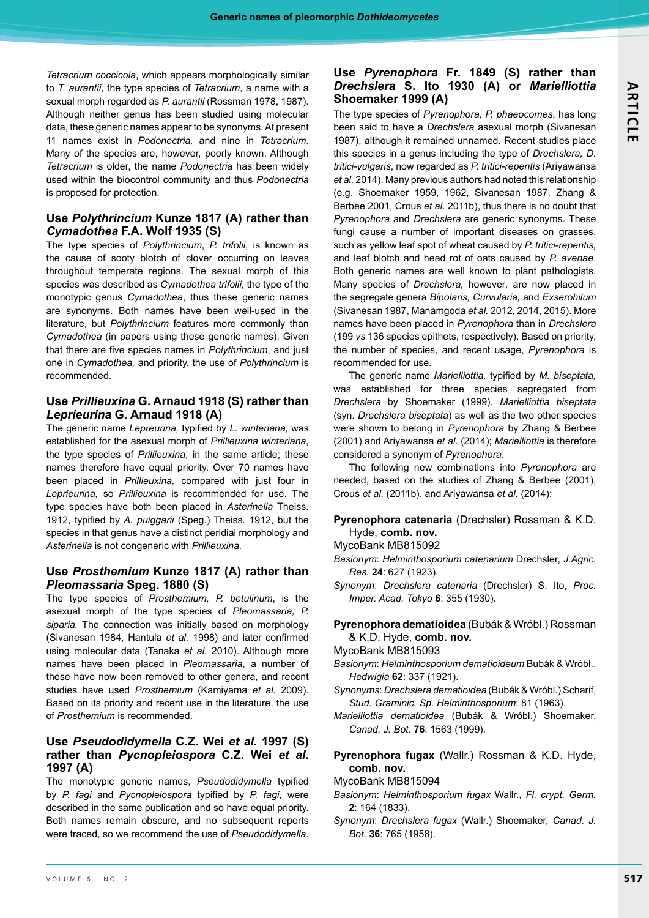*Tetracrium coccicola*, which appears morphologically similar to *T. aurantii*, the type species of *Tetracrium*, a name with a sexual morph regarded as *P. aurantii* (Rossman 1978, 1987). Although neither genus has been studied using molecular data, these generic names appear to be synonyms. At present 11 names exist in *Podonectria,* and nine in *Tetracrium*. Many of the species are, however, poorly known. Although *Tetracrium* is older, the name *Podonectria* has been widely used within the biocontrol community and thus *Podonectria* is proposed for protection.

### Use *Polythrincium* Kunze 1817 (A) rather than *Cymadothea* F.A. Wolf 1935 (S)

The type species of *Polythrincium*, *P. trifolii*, is known as the cause of sooty blotch of clover occurring on leaves throughout temperate regions. The sexual morph of this species was described as *Cymadothea trifolii*, the type of the monotypic genus *Cymadothea*, thus these generic names are synonyms. Both names have been well-used in the literature, but *Polythrincium* features more commonly than *Cymadothea* (in papers using these generic names). Given that there are five species names in *Polythrincium*, and just one in *Cymadothea,* and priority, the use of *Polythrincium* is recommended.

### Use *Prillieuxina* G. Arnaud 1918 (S) rather than *Leprieurina* G. Arnaud 1918 (A)

The generic name *Lepreurina,* typified by *L. winteriana,* was established for the asexual morph of *Prillieuxina winteriana*, the type species of *Prillieuxina*, in the same article; these names therefore have equal priority. Over 70 names have been placed in *Prillieuxina,* compared with just four in *Leprieurina,* so *Prillieuxina* is recommended for use. The type species have both been placed in *Asterinella* Theiss. 1912, typified by *A. puiggarii* (Speg.) Theiss. 1912, but the species in that genus have a distinct peridial morphology and *Asterinella* is not congeneric with *Prillieuxina.*

### Use *Prosthemium* Kunze 1817 (A) rather than *Pleomassaria* Speg. 1880 (S)

The type species of *Prosthemium, P. betulinum*, is the asexual morph of the type species of *Pleomassaria, P. siparia.* The connection was initially based on morphology (Sivanesan 1984, Hantula *et al.* 1998) and later confirmed using molecular data (Tanaka *et al.* 2010). Although more names have been placed in *Pleomassaria*, a number of these have now been removed to other genera, and recent studies have used *Prosthemium* (Kamiyama *et al.* 2009). Based on its priority and recent use in the literature, the use of *Prosthemium* is recommended.

### Use *Pseudodidymella* C.Z. Wei *et al.* 1997 (S) rather than *Pycnopleiospora* C.Z. Wei *et al.* 1997 (A)

The monotypic generic names, *Pseudodidymella* typified by *P. fagi* and *Pycnopleiospora* typified by *P. fagi,* were described in the same publication and so have equal priority. Both names remain obscure, and no subsequent reports were traced, so we recommend the use of *Pseudodidymella*.

### Use *Pyrenophora* Fr. 1849 (S) rather than *Drechslera* S. Ito 1930 (A) or *Marielliottia* Shoemaker 1999 (A)

The type species of *Pyrenophora, P. phaeocomes*, has long been said to have a *Drechslera* asexual morph (Sivanesan 1987), although it remained unnamed. Recent studies place this species in a genus including the type of *Drechslera, D. tritici-vulgaris*, now regarded as *P. tritici-repentis* (Ariyawansa *et al.* 2014). Many previous authors had noted this relationship (e.g. Shoemaker 1959, 1962, Sivanesan 1987, Zhang & Berbee 2001, Crous *et al*. 2011b), thus there is no doubt that *Pyrenophora* and *Drechslera* are generic synonyms. These fungi cause a number of important diseases on grasses, such as yellow leaf spot of wheat caused by *P. tritici-repentis,* and leaf blotch and head rot of oats caused by *P. avenae*. Both generic names are well known to plant pathologists. Many species of *Drechslera,* however, are now placed in the segregate genera *Bipolaris, Curvularia,* and *Exserohilum* (Sivanesan 1987, Manamgoda *et al.* 2012, 2014, 2015). More names have been placed in *Pyrenophora* than in *Drechslera* (199 *vs* 136 species epithets, respectively). Based on priority, the number of species, and recent usage, *Pyrenophora* is recommended for use.

The generic name *Marielliottia,* typified by *M. biseptata,* was established for three species segregated from *Drechslera* by Shoemaker (1999). *Marielliottia biseptata* (syn. *Drechslera biseptata*) as well as the two other species were shown to belong in *Pyrenophora* by Zhang & Berbee (2001) and Ariyawansa *et al.* (2014); *Marielliottia* is therefore considered a synonym of *Pyrenophora*.

The following new combinations into *Pyrenophora* are needed, based on the studies of Zhang & Berbee (2001), Crous *et al.* (2011b), and Ariyawansa *et al.* (2014):

**Pyrenophora catenaria** (Drechsler) Rossman & K.D. Hyde, **comb. nov.**
MycoBank MB815092
*Basionym*: *Helminthosporium catenarium* Drechsler, *J.Agric. Res.* **24**: 627 (1923).
*Synonym*: *Drechslera catenaria* (Drechsler) S. Ito, *Proc. Imper. Acad. Tokyo* **6**: 355 (1930).

**Pyrenophora dematioidea** (Bubák & Wróbl.) Rossman & K.D. Hyde, **comb. nov.**
MycoBank MB815093
*Basionym*: *Helminthosporium dematioideum* Bubák & Wróbl., *Hedwigia* **62**: 337 (1921).
*Synonyms*: *Drechslera dematioidea* (Bubák & Wróbl.) Scharif, *Stud. Graminic. Sp. Helminthosporium*: 81 (1963).
*Marielliottia dematioidea* (Bubák & Wróbl.) Shoemaker, *Canad. J. Bot.* **76**: 1563 (1999).

**Pyrenophora fugax** (Wallr.) Rossman & K.D. Hyde, **comb. nov.**
MycoBank MB815094
*Basionym*: *Helminthosporium fugax* Wallr., *Fl. crypt. Germ.* **2**: 164 (1833).
*Synonym*: *Drechslera fugax* (Wallr.) Shoemaker, *Canad. J. Bot.* **36**: 765 (1958).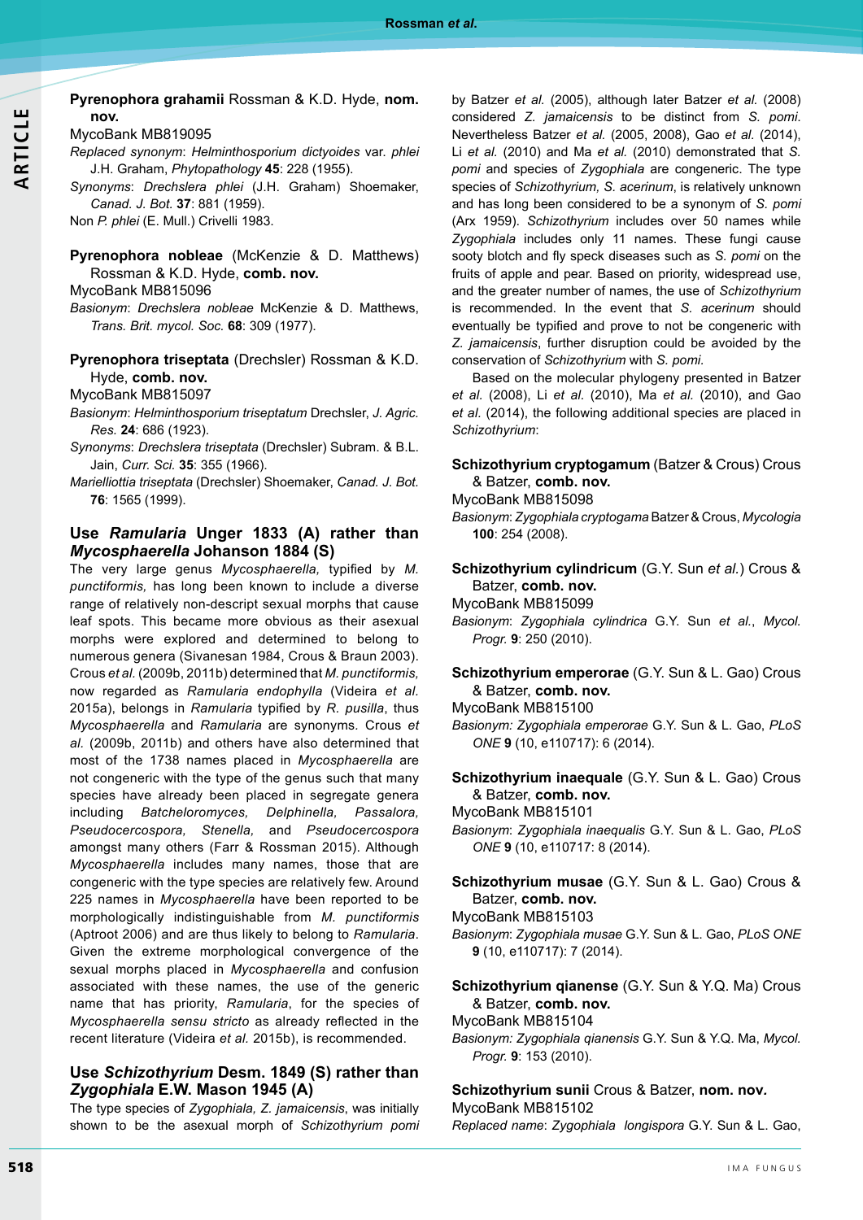**Pyrenophora grahamii** Rossman & K.D. Hyde, **nom. nov.**

MycoBank MB819095

*Replaced synonym*: *Helminthosporium dictyoides* var. *phlei* J.H. Graham, *Phytopathology* **45**: 228 (1955).

*Synonyms*: *Drechslera phlei* (J.H. Graham) Shoemaker, *Canad. J. Bot.* **37**: 881 (1959).

Non *P. phlei* (E. Mull.) Crivelli 1983.

**Pyrenophora nobleae** (McKenzie & D. Matthews) Rossman & K.D. Hyde, **comb. nov.**

MycoBank MB815096

*Basionym*: *Drechslera nobleae* McKenzie & D. Matthews, *Trans. Brit. mycol. Soc.* **68**: 309 (1977).

**Pyrenophora triseptata** (Drechsler) Rossman & K.D. Hyde, **comb. nov.**

MycoBank MB815097

*Basionym*: *Helminthosporium triseptatum* Drechsler, *J. Agric. Res.* **24**: 686 (1923).

*Synonyms*: *Drechslera triseptata* (Drechsler) Subram. & B.L. Jain, *Curr. Sci.* **35**: 355 (1966).

*Marielliottia triseptata* (Drechsler) Shoemaker, *Canad. J. Bot.* **76**: 1565 (1999).

## Use *Ramularia* Unger 1833 (A) rather than *Mycosphaerella* Johanson 1884 (S)

The very large genus *Mycosphaerella,* typified by *M. punctiformis,* has long been known to include a diverse range of relatively non-descript sexual morphs that cause leaf spots. This became more obvious as their asexual morphs were explored and determined to belong to numerous genera (Sivanesan 1984, Crous & Braun 2003). Crous *et al.* (2009b, 2011b) determined that *M. punctiformis,* now regarded as *Ramularia endophylla* (Videira *et al.* 2015a), belongs in *Ramularia* typified by *R. pusilla*, thus *Mycosphaerella* and *Ramularia* are synonyms. Crous *et al.* (2009b, 2011b) and others have also determined that most of the 1738 names placed in *Mycosphaerella* are not congeneric with the type of the genus such that many species have already been placed in segregate genera including *Batcheloromyces, Delphinella, Passalora, Pseudocercospora, Stenella,* and *Pseudocercospora* amongst many others (Farr & Rossman 2015). Although *Mycosphaerella* includes many names, those that are congeneric with the type species are relatively few. Around 225 names in *Mycosphaerella* have been reported to be morphologically indistinguishable from *M. punctiformis* (Aptroot 2006) and are thus likely to belong to *Ramularia*. Given the extreme morphological convergence of the sexual morphs placed in *Mycosphaerella* and confusion associated with these names, the use of the generic name that has priority, *Ramularia*, for the species of *Mycosphaerella sensu stricto* as already reflected in the recent literature (Videira *et al.* 2015b), is recommended.

## Use *Schizothyrium* Desm. 1849 (S) rather than *Zygophiala* E.W. Mason 1945 (A)

The type species of *Zygophiala*, *Z. jamaicensis*, was initially shown to be the asexual morph of *Schizothyrium pomi* by Batzer *et al.* (2005), although later Batzer *et al.* (2008) considered *Z. jamaicensis* to be distinct from *S. pomi.* Nevertheless Batzer *et al.* (2005, 2008), Gao *et al.* (2014), Li *et al.* (2010) and Ma *et al.* (2010) demonstrated that *S. pomi* and species of *Zygophiala* are congeneric. The type species of *Schizothyrium, S. acerinum*, is relatively unknown and has long been considered to be a synonym of *S. pomi* (Arx 1959). *Schizothyrium* includes over 50 names while *Zygophiala* includes only 11 names. These fungi cause sooty blotch and fly speck diseases such as *S. pomi* on the fruits of apple and pear. Based on priority, widespread use, and the greater number of names, the use of *Schizothyrium* is recommended. In the event that *S. acerinum* should eventually be typified and prove to not be congeneric with *Z. jamaicensis*, further disruption could be avoided by the conservation of *Schizothyrium* with *S. pomi.*

Based on the molecular phylogeny presented in Batzer *et al.* (2008), Li *et al.* (2010), Ma *et al.* (2010), and Gao *et al.* (2014), the following additional species are placed in *Schizothyrium*:

**Schizothyrium cryptogamum** (Batzer & Crous) Crous & Batzer, **comb. nov.**

MycoBank MB815098

*Basionym*: *Zygophiala cryptogama* Batzer & Crous, *Mycologia* **100**: 254 (2008).

**Schizothyrium cylindricum** (G.Y. Sun *et al.*) Crous & Batzer, **comb. nov.**

MycoBank MB815099

*Basionym*: *Zygophiala cylindrica* G.Y. Sun *et al.*, *Mycol. Progr.* **9**: 250 (2010).

**Schizothyrium emperorae** (G.Y. Sun & L. Gao) Crous & Batzer, **comb. nov.**

MycoBank MB815100

*Basionym: Zygophiala emperorae* G.Y. Sun & L. Gao, *PLoS ONE* **9** (10, e110717): 6 (2014).

**Schizothyrium inaequale** (G.Y. Sun & L. Gao) Crous & Batzer, **comb. nov.**

MycoBank MB815101

*Basionym*: *Zygophiala inaequalis* G.Y. Sun & L. Gao, *PLoS ONE* **9** (10, e110717: 8 (2014).

**Schizothyrium musae** (G.Y. Sun & L. Gao) Crous & Batzer, **comb. nov.**

MycoBank MB815103

*Basionym*: *Zygophiala musae* G.Y. Sun & L. Gao, *PLoS ONE* **9** (10, e110717): 7 (2014).

**Schizothyrium qianense** (G.Y. Sun & Y.Q. Ma) Crous & Batzer, **comb. nov.**

MycoBank MB815104

*Basionym: Zygophiala qianensis* G.Y. Sun & Y.Q. Ma, *Mycol. Progr.* **9**: 153 (2010).

**Schizothyrium sunii** Crous & Batzer, **nom. nov.**

MycoBank MB815102

*Replaced name*: *Zygophiala longispora* G.Y. Sun & L. Gao,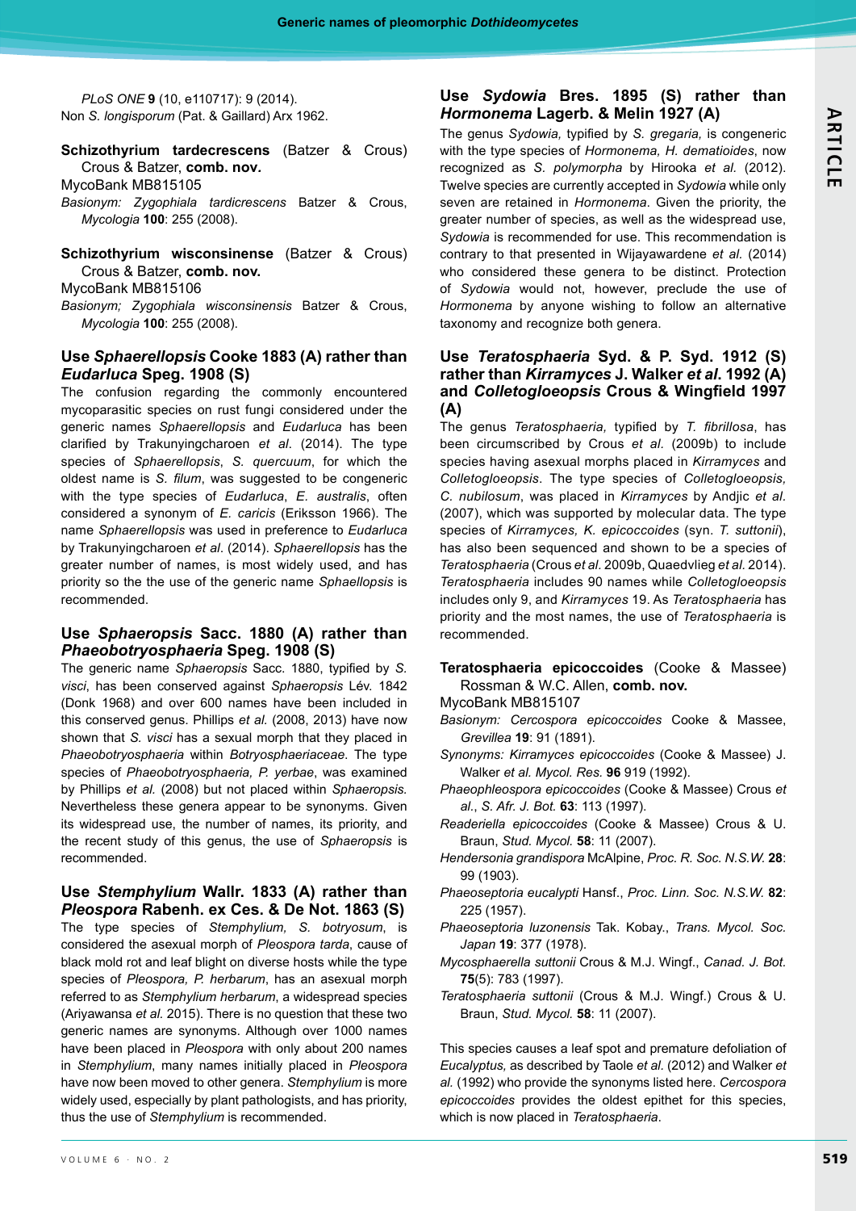*PLoS ONE* **9** (10, e110717): 9 (2014).
Non *S. longisporum* (Pat. & Gaillard) Arx 1962.

**Schizothyrium tardecrescens** (Batzer & Crous) Crous & Batzer, **comb. nov.**
MycoBank MB815105
*Basionym: Zygophiala tardicrescens* Batzer & Crous, *Mycologia* **100**: 255 (2008).

**Schizothyrium wisconsinense** (Batzer & Crous) Crous & Batzer, **comb. nov.**
MycoBank MB815106
*Basionym; Zygophiala wisconsinensis* Batzer & Crous, *Mycologia* **100**: 255 (2008).

### Use *Sphaerellopsis* Cooke 1883 (A) rather than *Eudarluca* Speg. 1908 (S)

The confusion regarding the commonly encountered mycoparasitic species on rust fungi considered under the generic names *Sphaerellopsis* and *Eudarluca* has been clarified by Trakunyingcharoen *et al*. (2014). The type species of *Sphaerellopsis*, *S. quercuum*, for which the oldest name is *S. filum*, was suggested to be congeneric with the type species of *Eudarluca*, *E. australis*, often considered a synonym of *E. caricis* (Eriksson 1966). The name *Sphaerellopsis* was used in preference to *Eudarluca* by Trakunyingcharoen *et al*. (2014). *Sphaerellopsis* has the greater number of names, is most widely used, and has priority so the the use of the generic name *Sphaellopsis* is recommended.

### Use *Sphaeropsis* Sacc. 1880 (A) rather than *Phaeobotryosphaeria* Speg. 1908 (S)

The generic name *Sphaeropsis* Sacc. 1880, typified by *S. visci*, has been conserved against *Sphaeropsis* Lév. 1842 (Donk 1968) and over 600 names have been included in this conserved genus. Phillips *et al.* (2008, 2013) have now shown that *S. visci* has a sexual morph that they placed in *Phaeobotryosphaeria* within *Botryosphaeriaceae*. The type species of *Phaeobotryosphaeria, P. yerbae*, was examined by Phillips *et al.* (2008) but not placed within *Sphaeropsis.* Nevertheless these genera appear to be synonyms. Given its widespread use, the number of names, its priority, and the recent study of this genus, the use of *Sphaeropsis* is recommended.

### Use *Stemphylium* Wallr. 1833 (A) rather than *Pleospora* Rabenh. ex Ces. & De Not. 1863 (S)

The type species of *Stemphylium, S. botryosum*, is considered the asexual morph of *Pleospora tarda*, cause of black mold rot and leaf blight on diverse hosts while the type species of *Pleospora, P. herbarum*, has an asexual morph referred to as *Stemphylium herbarum*, a widespread species (Ariyawansa *et al.* 2015). There is no question that these two generic names are synonyms. Although over 1000 names have been placed in *Pleospora* with only about 200 names in *Stemphylium*, many names initially placed in *Pleospora* have now been moved to other genera. *Stemphylium* is more widely used, especially by plant pathologists, and has priority, thus the use of *Stemphylium* is recommended.

### Use *Sydowia* Bres. 1895 (S) rather than *Hormonema* Lagerb. & Melin 1927 (A)

The genus *Sydowia,* typified by *S. gregaria,* is congeneric with the type species of *Hormonema, H. dematioides*, now recognized as *S. polymorpha* by Hirooka *et al.* (2012). Twelve species are currently accepted in *Sydowia* while only seven are retained in *Hormonema*. Given the priority, the greater number of species, as well as the widespread use, *Sydowia* is recommended for use. This recommendation is contrary to that presented in Wijayawardene *et al.* (2014) who considered these genera to be distinct. Protection of *Sydowia* would not, however, preclude the use of *Hormonema* by anyone wishing to follow an alternative taxonomy and recognize both genera.

### Use *Teratosphaeria* Syd. & P. Syd. 1912 (S) rather than *Kirramyces* J. Walker *et al*. 1992 (A) and *Colletogloeopsis* Crous & Wingfield 1997 (A)

The genus *Teratosphaeria,* typified by *T. fibrillosa*, has been circumscribed by Crous *et al.* (2009b) to include species having asexual morphs placed in *Kirramyces* and *Colletogloeopsis*. The type species of *Colletogloeopsis, C. nubilosum*, was placed in *Kirramyces* by Andjic *et al.* (2007), which was supported by molecular data. The type species of *Kirramyces, K. epicoccoides* (syn. *T. suttonii*), has also been sequenced and shown to be a species of *Teratosphaeria* (Crous *et al.* 2009b, Quaedvlieg *et al.* 2014). *Teratosphaeria* includes 90 names while *Colletogloeopsis* includes only 9, and *Kirramyces* 19. As *Teratosphaeria* has priority and the most names, the use of *Teratosphaeria* is recommended.

**Teratosphaeria epicoccoides** (Cooke & Massee) Rossman & W.C. Allen, **comb. nov.**
MycoBank MB815107
*Basionym: Cercospora epicoccoides* Cooke & Massee, *Grevillea* **19**: 91 (1891).
*Synonyms: Kirramyces epicoccoides* (Cooke & Massee) J. Walker *et al. Mycol. Res.* **96** 919 (1992).
*Phaeophleospora epicoccoides* (Cooke & Massee) Crous *et al.*, *S. Afr. J. Bot.* **63**: 113 (1997).
*Readeriella epicoccoides* (Cooke & Massee) Crous & U. Braun, *Stud. Mycol.* **58**: 11 (2007).
*Hendersonia grandispora* McAlpine, *Proc. R. Soc. N.S.W.* **28**: 99 (1903).
*Phaeoseptoria eucalypti* Hansf., *Proc. Linn. Soc. N.S.W.* **82**: 225 (1957).
*Phaeoseptoria luzonensis* Tak. Kobay., *Trans. Mycol. Soc. Japan* **19**: 377 (1978).
*Mycosphaerella suttonii* Crous & M.J. Wingf., *Canad. J. Bot.* **75**(5): 783 (1997).
*Teratosphaeria suttonii* (Crous & M.J. Wingf.) Crous & U. Braun, *Stud. Mycol.* **58**: 11 (2007).

This species causes a leaf spot and premature defoliation of *Eucalyptus,* as described by Taole *et al.* (2012) and Walker *et al.* (1992) who provide the synonyms listed here. *Cercospora epicoccoides* provides the oldest epithet for this species, which is now placed in *Teratosphaeria*.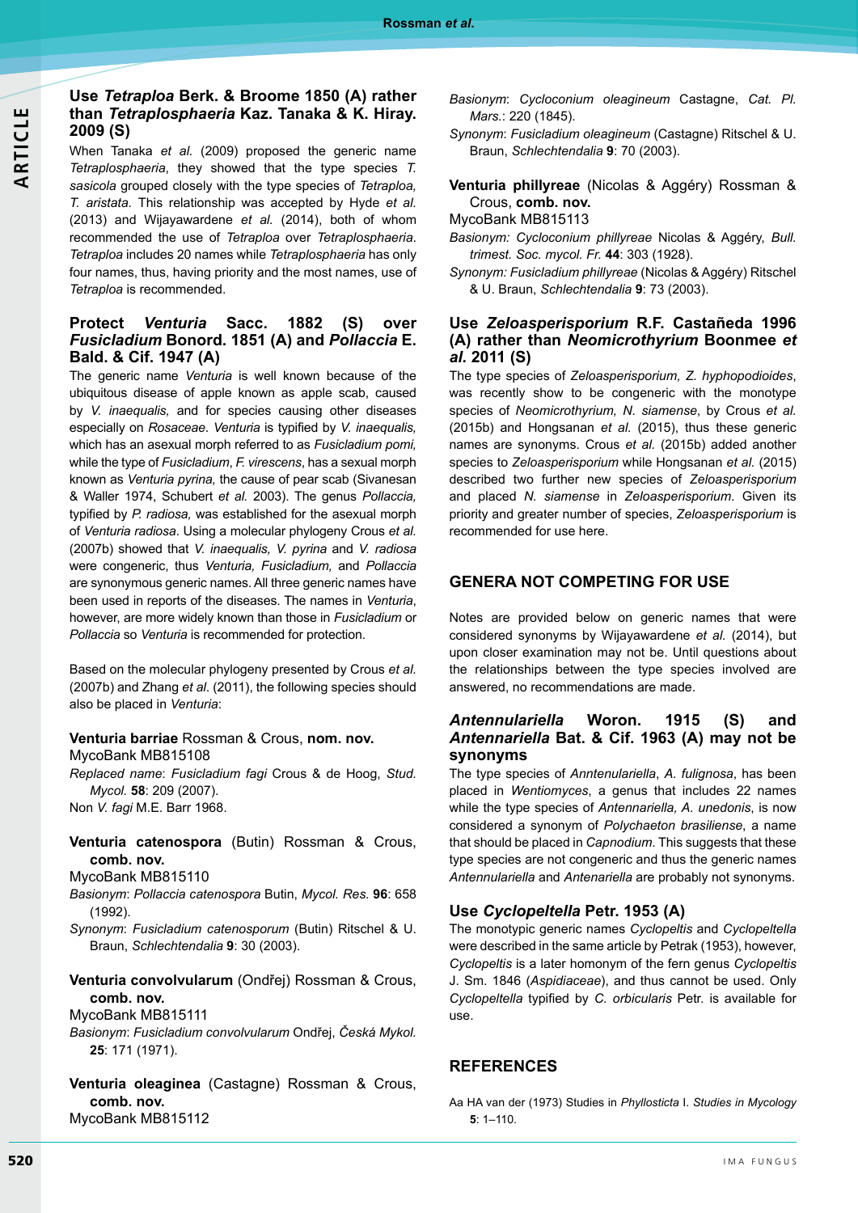### Use *Tetraploa* Berk. & Broome 1850 (A) rather than *Tetraplosphaeria* Kaz. Tanaka & K. Hiray. 2009 (S)

When Tanaka *et al.* (2009) proposed the generic name *Tetraplosphaeria*, they showed that the type species *T. sasicola* grouped closely with the type species of *Tetraploa, T. aristata.* This relationship was accepted by Hyde *et al.* (2013) and Wijayawardene *et al.* (2014), both of whom recommended the use of *Tetraploa* over *Tetraplosphaeria*. *Tetraploa* includes 20 names while *Tetraplosphaeria* has only four names, thus, having priority and the most names, use of *Tetraploa* is recommended.

### Protect *Venturia* Sacc. 1882 (S) over *Fusicladium* Bonord. 1851 (A) and *Pollaccia* E. Bald. & Cif. 1947 (A)

The generic name *Venturia* is well known because of the ubiquitous disease of apple known as apple scab, caused by *V. inaequalis,* and for species causing other diseases especially on *Rosaceae*. *Venturia* is typified by *V. inaequalis,* which has an asexual morph referred to as *Fusicladium pomi,* while the type of *Fusicladium*, *F. virescens*, has a sexual morph known as *Venturia pyrina,* the cause of pear scab (Sivanesan & Waller 1974, Schubert *et al.* 2003). The genus *Pollaccia,* typified by *P. radiosa,* was established for the asexual morph of *Venturia radiosa*. Using a molecular phylogeny Crous *et al.* (2007b) showed that *V. inaequalis, V. pyrina* and *V. radiosa* were congeneric, thus *Venturia, Fusicladium,* and *Pollaccia* are synonymous generic names. All three generic names have been used in reports of the diseases. The names in *Venturia*, however, are more widely known than those in *Fusicladium* or *Pollaccia* so *Venturia* is recommended for protection.

Based on the molecular phylogeny presented by Crous *et al.* (2007b) and Zhang *et al.* (2011), the following species should also be placed in *Venturia*:

**Venturia barriae** Rossman & Crous, **nom. nov.**
MycoBank MB815108
*Replaced name*: *Fusicladium fagi* Crous & de Hoog, *Stud. Mycol.* **58**: 209 (2007).
Non *V. fagi* M.E. Barr 1968.

**Venturia catenospora** (Butin) Rossman & Crous, **comb. nov.**
MycoBank MB815110
*Basionym*: *Pollaccia catenospora* Butin, *Mycol. Res.* **96**: 658 (1992).
*Synonym*: *Fusicladium catenosporum* (Butin) Ritschel & U. Braun, *Schlechtendalia* **9**: 30 (2003).

**Venturia convolvularum** (Ondřej) Rossman & Crous, **comb. nov.**
MycoBank MB815111
*Basionym*: *Fusicladium convolvularum* Ondřej, *Česká Mykol.* **25**: 171 (1971).

**Venturia oleaginea** (Castagne) Rossman & Crous, **comb. nov.**
MycoBank MB815112
*Basionym*: *Cycloconium oleagineum* Castagne, *Cat. Pl. Mars.*: 220 (1845).
*Synonym*: *Fusicladium oleagineum* (Castagne) Ritschel & U. Braun, *Schlechtendalia* **9**: 70 (2003).

**Venturia phillyreae** (Nicolas & Aggéry) Rossman & Crous, **comb. nov.**
MycoBank MB815113
*Basionym: Cycloconium phillyreae* Nicolas & Aggéry, *Bull. trimest. Soc. mycol. Fr.* **44**: 303 (1928).
*Synonym: Fusicladium phillyreae* (Nicolas & Aggéry) Ritschel & U. Braun, *Schlechtendalia* **9**: 73 (2003).

### Use *Zeloasperisporium* R.F. Castañeda 1996 (A) rather than *Neomicrothyrium* Boonmee *et al.* 2011 (S)

The type species of *Zeloasperisporium, Z. hyphopodioides*, was recently show to be congeneric with the monotype species of *Neomicrothyrium, N. siamense*, by Crous *et al.* (2015b) and Hongsanan *et al.* (2015), thus these generic names are synonyms. Crous *et al.* (2015b) added another species to *Zeloasperisporium* while Hongsanan *et al.* (2015) described two further new species of *Zeloasperisporium* and placed *N. siamense* in *Zeloasperisporium*. Given its priority and greater number of species, *Zeloasperisporium* is recommended for use here.

## GENERA NOT COMPETING FOR USE

Notes are provided below on generic names that were considered synonyms by Wijayawardene *et al.* (2014), but upon closer examination may not be. Until questions about the relationships between the type species involved are answered, no recommendations are made.

### *Antennulariella* Woron. 1915 (S) and *Antennariella* Bat. & Cif. 1963 (A) may not be synonyms

The type species of *Anntenulariella*, *A. fulignosa*, has been placed in *Wentiomyces*, a genus that includes 22 names while the type species of *Antennariella, A. unedonis*, is now considered a synonym of *Polychaeton brasiliense*, a name that should be placed in *Capnodium*. This suggests that these type species are not congeneric and thus the generic names *Antennulariella* and *Antenariella* are probably not synonyms.

### Use *Cyclopeltella* Petr. 1953 (A)

The monotypic generic names *Cyclopeltis* and *Cyclopeltella* were described in the same article by Petrak (1953), however, *Cyclopeltis* is a later homonym of the fern genus *Cyclopeltis* J. Sm. 1846 (*Aspidiaceae*), and thus cannot be used. Only *Cyclopeltella* typified by *C. orbicularis* Petr. is available for use.

## REFERENCES

Aa HA van der (1973) Studies in *Phyllosticta* I. *Studies in Mycology* **5**: 1–110.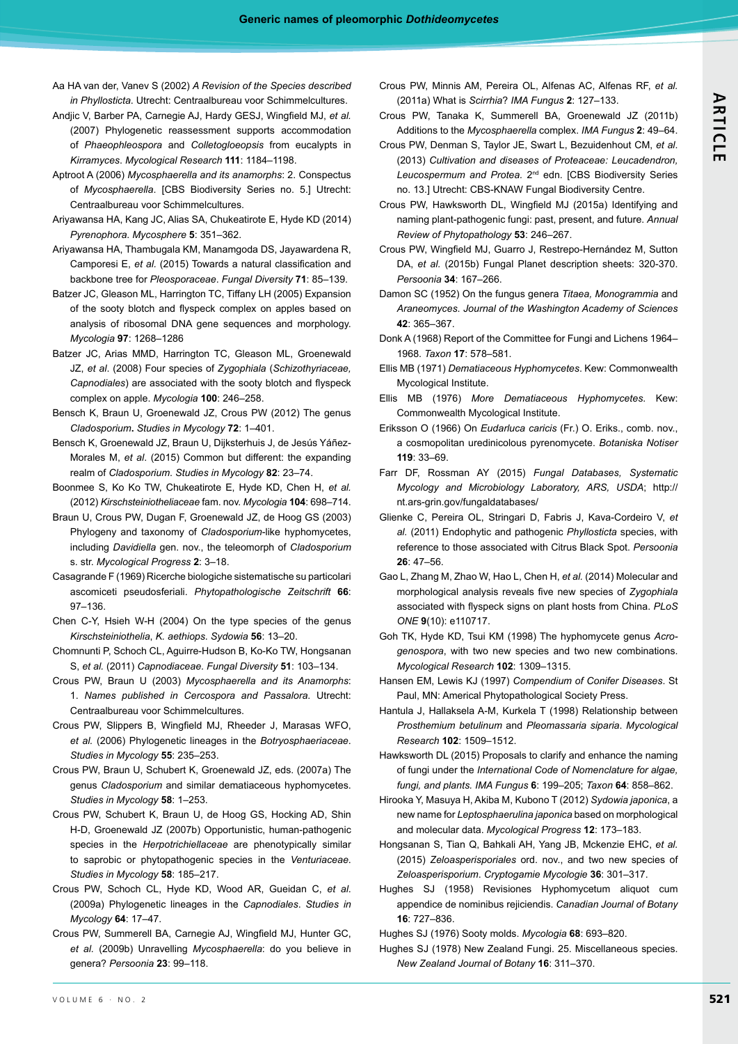Aa HA van der, Vanev S (2002) *A Revision of the Species described in Phyllosticta*. Utrecht: Centraalbureau voor Schimmelcultures.

Andjic V, Barber PA, Carnegie AJ, Hardy GESJ, Wingfield MJ, *et al.* (2007) Phylogenetic reassessment supports accommodation of *Phaeophleospora* and *Colletogloeopsis* from eucalypts in *Kirramyces*. *Mycological Research* **111**: 1184–1198.

Aptroot A (2006) *Mycosphaerella and its anamorphs*: 2. Conspectus of *Mycosphaerella*. [CBS Biodiversity Series no. 5.] Utrecht: Centraalbureau voor Schimmelcultures.

Ariyawansa HA, Kang JC, Alias SA, Chukeatirote E, Hyde KD (2014) *Pyrenophora*. *Mycosphere* **5**: 351–362.

Ariyawansa HA, Thambugala KM, Manamgoda DS, Jayawardena R, Camporesi E, *et al.* (2015) Towards a natural classification and backbone tree for *Pleosporaceae*. *Fungal Diversity* **71**: 85–139.

Batzer JC, Gleason ML, Harrington TC, Tiffany LH (2005) Expansion of the sooty blotch and flyspeck complex on apples based on analysis of ribosomal DNA gene sequences and morphology. *Mycologia* **97**: 1268–1286

Batzer JC, Arias MMD, Harrington TC, Gleason ML, Groenewald JZ, *et al*. (2008) Four species of *Zygophiala* (*Schizothyriaceae, Capnodiales*) are associated with the sooty blotch and flyspeck complex on apple. *Mycologia* **100**: 246–258.

Bensch K, Braun U, Groenewald JZ, Crous PW (2012) The genus *Cladosporium*. *Studies in Mycology* **72**: 1–401.

Bensch K, Groenewald JZ, Braun U, Dijksterhuis J, de Jesús Yáñez-Morales M, *et al*. (2015) Common but different: the expanding realm of *Cladosporium*. *Studies in Mycology* **82**: 23–74.

Boonmee S, Ko Ko TW, Chukeatirote E, Hyde KD, Chen H, *et al.* (2012) *Kirschsteiniotheliaceae* fam. nov. *Mycologia* **104**: 698–714.

Braun U, Crous PW, Dugan F, Groenewald JZ, de Hoog GS (2003) Phylogeny and taxonomy of *Cladosporium*-like hyphomycetes, including *Davidiella* gen. nov., the teleomorph of *Cladosporium* s. str. *Mycological Progress* **2**: 3–18.

Casagrande F (1969) Ricerche biologiche sistematische su particolari ascomiceti pseudosferiali. *Phytopathologische Zeitschrift* **66**: 97–136.

Chen C-Y, Hsieh W-H (2004) On the type species of the genus *Kirschsteiniothelia*, *K. aethiops*. *Sydowia* **56**: 13–20.

Chomnunti P, Schoch CL, Aguirre-Hudson B, Ko-Ko TW, Hongsanan S, *et al.* (2011) *Capnodiaceae*. *Fungal Diversity* **51**: 103–134.

Crous PW, Braun U (2003) *Mycosphaerella and its Anamorphs*: 1. *Names published in Cercospora and Passalora*. Utrecht: Centraalbureau voor Schimmelcultures.

Crous PW, Slippers B, Wingfield MJ, Rheeder J, Marasas WFO, *et al.* (2006) Phylogenetic lineages in the *Botryosphaeriaceae*. *Studies in Mycology* **55**: 235–253.

Crous PW, Braun U, Schubert K, Groenewald JZ, eds. (2007a) The genus *Cladosporium* and similar dematiaceous hyphomycetes. *Studies in Mycology* **58**: 1–253.

Crous PW, Schubert K, Braun U, de Hoog GS, Hocking AD, Shin H-D, Groenewald JZ (2007b) Opportunistic, human-pathogenic species in the *Herpotrichiellaceae* are phenotypically similar to saprobic or phytopathogenic species in the *Venturiaceae*. *Studies in Mycology* **58**: 185–217.

Crous PW, Schoch CL, Hyde KD, Wood AR, Gueidan C, *et al.* (2009a) Phylogenetic lineages in the *Capnodiales*. *Studies in Mycology* **64**: 17–47.

Crous PW, Summerell BA, Carnegie AJ, Wingfield MJ, Hunter GC, *et al.* (2009b) Unravelling *Mycosphaerella*: do you believe in genera? *Persoonia* **23**: 99–118.

Crous PW, Minnis AM, Pereira OL, Alfenas AC, Alfenas RF, *et al.* (2011a) What is *Scirrhia*? *IMA Fungus* **2**: 127–133.

Crous PW, Tanaka K, Summerell BA, Groenewald JZ (2011b) Additions to the *Mycosphaerella* complex. *IMA Fungus* **2**: 49–64.

Crous PW, Denman S, Taylor JE, Swart L, Bezuidenhout CM, *et al.* (2013) *Cultivation and diseases of Proteaceae: Leucadendron, Leucospermum and Protea*. 2nd edn. [CBS Biodiversity Series no. 13.] Utrecht: CBS-KNAW Fungal Biodiversity Centre.

Crous PW, Hawksworth DL, Wingfield MJ (2015a) Identifying and naming plant-pathogenic fungi: past, present, and future. *Annual Review of Phytopathology* **53**: 246–267.

Crous PW, Wingfield MJ, Guarro J, Restrepo-Hernández M, Sutton DA, *et al.* (2015b) Fungal Planet description sheets: 320-370. *Persoonia* **34**: 167–266.

Damon SC (1952) On the fungus genera *Titaea, Monogrammia* and *Araneomyces*. *Journal of the Washington Academy of Sciences* **42**: 365–367.

Donk A (1968) Report of the Committee for Fungi and Lichens 1964–1968. *Taxon* **17**: 578–581.

Ellis MB (1971) *Dematiaceous Hyphomycetes*. Kew: Commonwealth Mycological Institute.

Ellis MB (1976) *More Dematiaceous Hyphomycetes*. Kew: Commonwealth Mycological Institute.

Eriksson O (1966) On *Eudarluca caricis* (Fr.) O. Eriks., comb. nov., a cosmopolitan uredinicolous pyrenomycete. *Botaniska Notiser* **119**: 33–69.

Farr DF, Rossman AY (2015) *Fungal Databases, Systematic Mycology and Microbiology Laboratory, ARS, USDA*; http://nt.ars-grin.gov/fungaldatabases/

Glienke C, Pereira OL, Stringari D, Fabris J, Kava-Cordeiro V, *et al.* (2011) Endophytic and pathogenic *Phyllosticta* species, with reference to those associated with Citrus Black Spot. *Persoonia* **26**: 47–56.

Gao L, Zhang M, Zhao W, Hao L, Chen H, *et al.* (2014) Molecular and morphological analysis reveals five new species of *Zygophiala* associated with flyspeck signs on plant hosts from China. *PLoS ONE* **9**(10): e110717.

Goh TK, Hyde KD, Tsui KM (1998) The hyphomycete genus *Acrogenospora*, with two new species and two new combinations. *Mycological Research* **102**: 1309–1315.

Hansen EM, Lewis KJ (1997) *Compendium of Conifer Diseases*. St Paul, MN: Americal Phytopathological Society Press.

Hantula J, Hallaksela A-M, Kurkela T (1998) Relationship between *Prosthemium betulinum* and *Pleomassaria siparia*. *Mycological Research* **102**: 1509–1512.

Hawksworth DL (2015) Proposals to clarify and enhance the naming of fungi under the *International Code of Nomenclature for algae, fungi, and plants*. *IMA Fungus* **6**: 199–205; *Taxon* **64**: 858–862.

Hirooka Y, Masuya H, Akiba M, Kubono T (2012) *Sydowia japonica*, a new name for *Leptosphaerulina japonica* based on morphological and molecular data. *Mycological Progress* **12**: 173–183.

Hongsanan S, Tian Q, Bahkali AH, Yang JB, Mckenzie EHC, *et al.* (2015) *Zeloasperisporiales* ord. nov., and two new species of *Zeloasperisporium*. *Cryptogamie Mycologie* **36**: 301–317.

Hughes SJ (1958) Revisiones Hyphomycetum aliquot cum appendice de nominibus rejiciendis. *Canadian Journal of Botany* **16**: 727–836.

Hughes SJ (1976) Sooty molds. *Mycologia* **68**: 693–820.

Hughes SJ (1978) New Zealand Fungi. 25. Miscellaneous species. *New Zealand Journal of Botany* **16**: 311–370.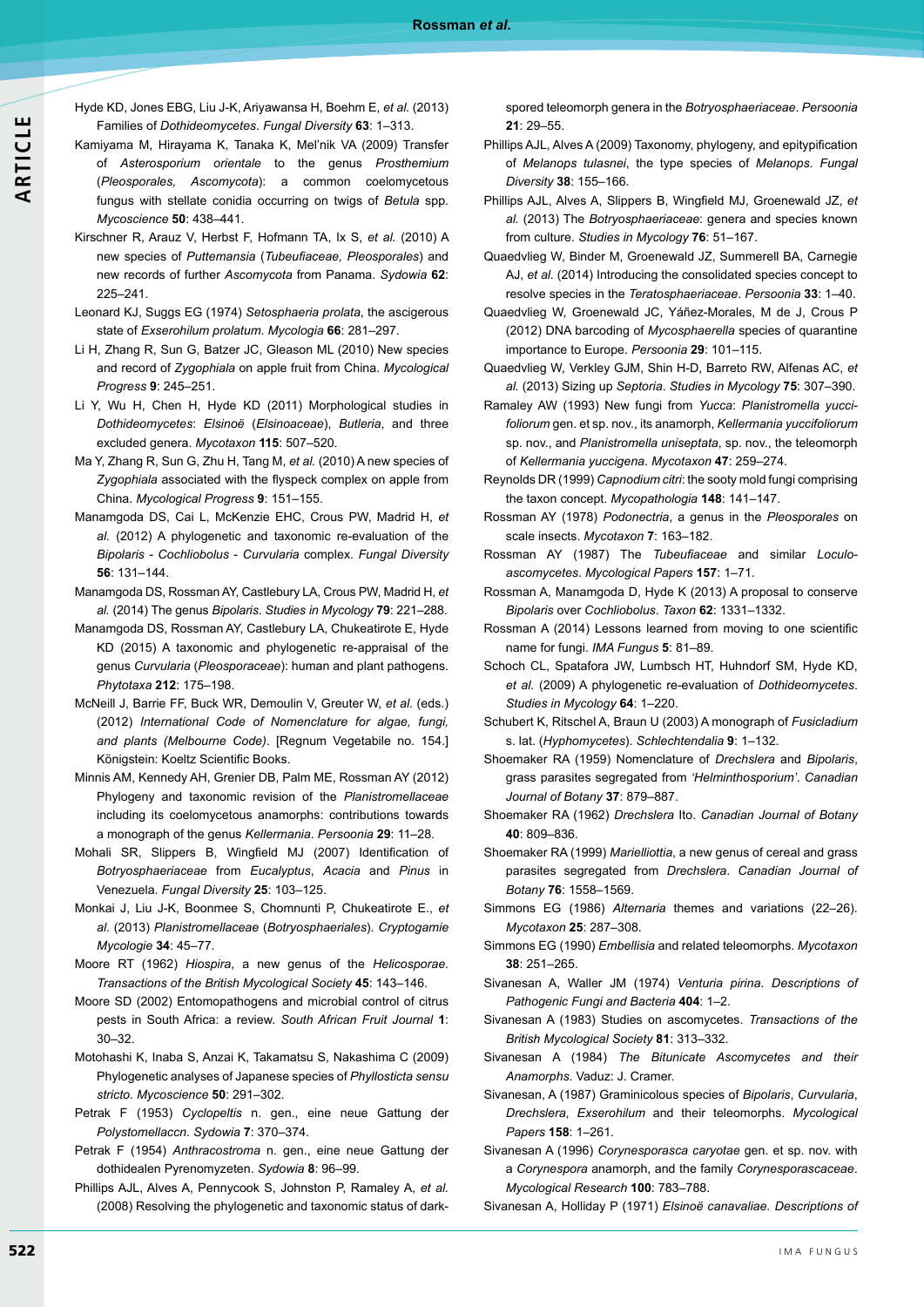Hyde KD, Jones EBG, Liu J-K, Ariyawansa H, Boehm E, *et al.* (2013) Families of *Dothideomycetes*. *Fungal Diversity* **63**: 1–313.

Kamiyama M, Hirayama K, Tanaka K, Mel'nik VA (2009) Transfer of *Asterosporium orientale* to the genus *Prosthemium* (*Pleosporales, Ascomycota*): a common coelomycetous fungus with stellate conidia occurring on twigs of *Betula* spp. *Mycoscience* **50**: 438–441.

Kirschner R, Arauz V, Herbst F, Hofmann TA, Ix S, *et al.* (2010) A new species of *Puttemansia* (*Tubeufiaceae, Pleosporales*) and new records of further *Ascomycota* from Panama. *Sydowia* **62**: 225–241.

Leonard KJ, Suggs EG (1974) *Setosphaeria prolata*, the ascigerous state of *Exserohilum prolatum*. *Mycologia* **66**: 281–297.

Li H, Zhang R, Sun G, Batzer JC, Gleason ML (2010) New species and record of *Zygophiala* on apple fruit from China. *Mycological Progress* **9**: 245–251.

Li Y, Wu H, Chen H, Hyde KD (2011) Morphological studies in *Dothideomycetes*: *Elsinoë* (*Elsinoaceae*), *Butleria*, and three excluded genera. *Mycotaxon* **115**: 507–520.

Ma Y, Zhang R, Sun G, Zhu H, Tang M, *et al.* (2010) A new species of *Zygophiala* associated with the flyspeck complex on apple from China. *Mycological Progress* **9**: 151–155.

Manamgoda DS, Cai L, McKenzie EHC, Crous PW, Madrid H, *et al.* (2012) A phylogenetic and taxonomic re-evaluation of the *Bipolaris* - *Cochliobolus* - *Curvularia* complex. *Fungal Diversity* **56**: 131–144.

Manamgoda DS, Rossman AY, Castlebury LA, Crous PW, Madrid H, *et al.* (2014) The genus *Bipolaris*. *Studies in Mycology* **79**: 221–288.

Manamgoda DS, Rossman AY, Castlebury LA, Chukeatirote E, Hyde KD (2015) A taxonomic and phylogenetic re-appraisal of the genus *Curvularia* (*Pleosporaceae*): human and plant pathogens. *Phytotaxa* **212**: 175–198.

McNeill J, Barrie FF, Buck WR, Demoulin V, Greuter W, *et al.* (eds.) (2012) *International Code of Nomenclature for algae, fungi, and plants (Melbourne Code)*. [Regnum Vegetabile no. 154.] Königstein: Koeltz Scientific Books.

Minnis AM, Kennedy AH, Grenier DB, Palm ME, Rossman AY (2012) Phylogeny and taxonomic revision of the *Planistromellaceae* including its coelomycetous anamorphs: contributions towards a monograph of the genus *Kellermania*. *Persoonia* **29**: 11–28.

Mohali SR, Slippers B, Wingfield MJ (2007) Identification of *Botryosphaeriaceae* from *Eucalyptus*, *Acacia* and *Pinus* in Venezuela. *Fungal Diversity* **25**: 103–125.

Monkai J, Liu J-K, Boonmee S, Chomnunti P, Chukeatirote E., *et al.* (2013) *Planistromellaceae* (*Botryosphaeriales*). *Cryptogamie Mycologie* **34**: 45–77.

Moore RT (1962) *Hiospira*, a new genus of the *Helicosporae*. *Transactions of the British Mycological Society* **45**: 143–146.

Moore SD (2002) Entomopathogens and microbial control of citrus pests in South Africa: a review. *South African Fruit Journal* **1**: 30–32.

Motohashi K, Inaba S, Anzai K, Takamatsu S, Nakashima C (2009) Phylogenetic analyses of Japanese species of *Phyllosticta sensu stricto*. *Mycoscience* **50**: 291–302.

Petrak F (1953) *Cyclopeltis* n. gen., eine neue Gattung der *Polystomellaccn*. *Sydowia* **7**: 370–374.

Petrak F (1954) *Anthracostroma* n. gen., eine neue Gattung der dothidealen Pyrenomyzeten. *Sydowia* **8**: 96–99.

Phillips AJL, Alves A, Pennycook S, Johnston P, Ramaley A, *et al.* (2008) Resolving the phylogenetic and taxonomic status of dark-spored teleomorph genera in the *Botryosphaeriaceae*. *Persoonia* **21**: 29–55.

Phillips AJL, Alves A (2009) Taxonomy, phylogeny, and epitypification of *Melanops tulasnei*, the type species of *Melanops*. *Fungal Diversity* **38**: 155–166.

Phillips AJL, Alves A, Slippers B, Wingfield MJ, Groenewald JZ, *et al.* (2013) The *Botryosphaeriaceae*: genera and species known from culture. *Studies in Mycology* **76**: 51–167.

Quaedvlieg W, Binder M, Groenewald JZ, Summerell BA, Carnegie AJ, *et al.* (2014) Introducing the consolidated species concept to resolve species in the *Teratosphaeriaceae*. *Persoonia* **33**: 1–40.

Quaedvlieg W, Groenewald JC, Yáñez-Morales, M de J, Crous P (2012) DNA barcoding of *Mycosphaerella* species of quarantine importance to Europe. *Persoonia* **29**: 101–115.

Quaedvlieg W, Verkley GJM, Shin H-D, Barreto RW, Alfenas AC, *et al.* (2013) Sizing up *Septoria*. *Studies in Mycology* **75**: 307–390.

Ramaley AW (1993) New fungi from *Yucca*: *Planistromella yuccifoliorum* gen. et sp. nov., its anamorph, *Kellermania yuccifoliorum* sp. nov., and *Planistromella uniseptata*, sp. nov., the teleomorph of *Kellermania yuccigena*. *Mycotaxon* **47**: 259–274.

Reynolds DR (1999) *Capnodium citri*: the sooty mold fungi comprising the taxon concept. *Mycopathologia* **148**: 141–147.

Rossman AY (1978) *Podonectria*, a genus in the *Pleosporales* on scale insects. *Mycotaxon* **7**: 163–182.

Rossman AY (1987) The *Tubeufiaceae* and similar *Loculoascomycetes*. *Mycological Papers* **157**: 1–71.

Rossman A, Manamgoda D, Hyde K (2013) A proposal to conserve *Bipolaris* over *Cochliobolus*. *Taxon* **62**: 1331–1332.

Rossman A (2014) Lessons learned from moving to one scientific name for fungi. *IMA Fungus* **5**: 81–89.

Schoch CL, Spatafora JW, Lumbsch HT, Huhndorf SM, Hyde KD, *et al.* (2009) A phylogenetic re-evaluation of *Dothideomycetes*. *Studies in Mycology* **64**: 1–220.

Schubert K, Ritschel A, Braun U (2003) A monograph of *Fusicladium* s. lat. (*Hyphomycetes*). *Schlechtendalia* **9**: 1–132.

Shoemaker RA (1959) Nomenclature of *Drechslera* and *Bipolaris*, grass parasites segregated from *'Helminthosporium'*. *Canadian Journal of Botany* **37**: 879–887.

Shoemaker RA (1962) *Drechslera* Ito. *Canadian Journal of Botany* **40**: 809–836.

Shoemaker RA (1999) *Marielliottia*, a new genus of cereal and grass parasites segregated from *Drechslera*. *Canadian Journal of Botany* **76**: 1558–1569.

Simmons EG (1986) *Alternaria* themes and variations (22–26). *Mycotaxon* **25**: 287–308.

Simmons EG (1990) *Embellisia* and related teleomorphs. *Mycotaxon* **38**: 251–265.

Sivanesan A, Waller JM (1974) *Venturia pirina*. *Descriptions of Pathogenic Fungi and Bacteria* **404**: 1–2.

Sivanesan A (1983) Studies on ascomycetes. *Transactions of the British Mycological Society* **81**: 313–332.

Sivanesan A (1984) *The Bitunicate Ascomycetes and their Anamorphs*. Vaduz: J. Cramer.

Sivanesan, A (1987) Graminicolous species of *Bipolaris*, *Curvularia*, *Drechslera*, *Exserohilum* and their teleomorphs. *Mycological Papers* **158**: 1–261.

Sivanesan A (1996) *Corynesporasca caryotae* gen. et sp. nov. with a *Corynespora* anamorph, and the family *Corynesporascaceae*. *Mycological Research* **100**: 783–788.

Sivanesan A, Holliday P (1971) *Elsinoë canavaliae*. *Descriptions of*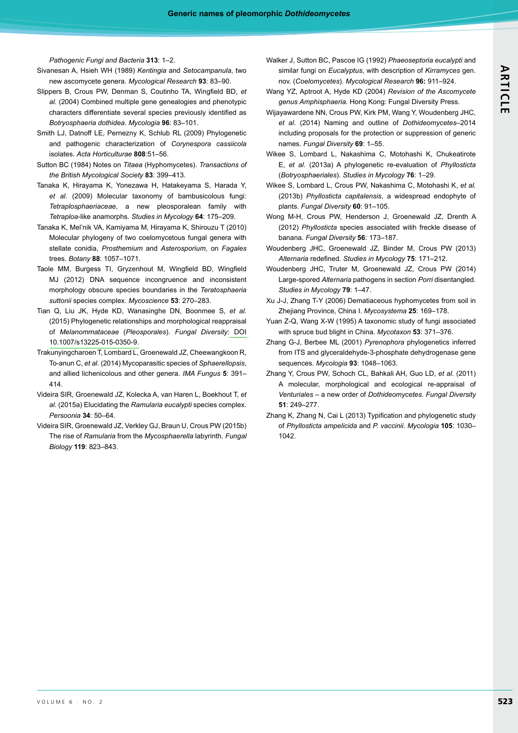*Pathogenic Fungi and Bacteria* **313**: 1–2.

Sivanesan A, Hsieh WH (1989) *Kentingia* and *Setocampanula*, two new ascomycete genera. *Mycological Research* **93**: 83–90.

Slippers B, Crous PW, Denman S, Coutinho TA, Wingfield BD, *et al.* (2004) Combined multiple gene genealogies and phenotypic characters differentiate several species previously identified as *Botryosphaeria dothidea*. *Mycologia* **96**: 83–101.

Smith LJ, Datnoff LE, Pernezny K, Schlub RL (2009) Phylogenetic and pathogenic characterization of *Corynespora cassiicola* isolates. *Acta Horticulturae* **808**:51–56.

Sutton BC (1984) Notes on *Titaea* (Hyphomycetes). *Transactions of the British Mycological Society* **83**: 399–413.

Tanaka K, Hirayama K, Yonezawa H, Hatakeyama S, Harada Y, *et al.* (2009) Molecular taxonomy of bambusicolous fungi: *Tetraplosphaeriaceae*, a new pleosporalean family with *Tetraploa*-like anamorphs. *Studies in Mycology* **64**: 175–209.

Tanaka K, Mel'nik VA, Kamiyama M, Hirayama K, Shirouzu T (2010) Molecular phylogeny of two coelomycetous fungal genera with stellate conidia, *Prosthemium* and *Asterosporium*, on *Fagales* trees. *Botany* **88**: 1057–1071.

Taole MM, Burgess TI, Gryzenhout M, Wingfield BD, Wingfield MJ (2012) DNA sequence incongruence and inconsistent morphology obscure species boundaries in the *Teratosphaeria suttonii* species complex. *Mycoscience* **53**: 270–283.

Tian Q, Liu JK, Hyde KD, Wanasinghe DN, Boonmee S, *et al.* (2015) Phylogenetic relationships and morphological reappraisal of *Melanommataceae* (*Pleosporales*). *Fungal Diversity*: DOI 10.1007/s13225-015-0350-9.

Trakunyingcharoen T, Lombard L, Groenewald JZ, Cheewangkoon R, To-anun C, *et al.* (2014) Mycoparasitic species of *Sphaerellopsis*, and allied lichenicolous and other genera. *IMA Fungus* **5**: 391–414.

Videira SIR, Groenewald JZ, Kolecka A, van Haren L, Boekhout T, *et al.* (2015a) Elucidating the *Ramularia eucalypti* species complex. *Persoonia* **34**: 50–64.

Videira SIR, Groenewald JZ, Verkley GJ, Braun U, Crous PW (2015b) The rise of *Ramularia* from the *Mycosphaerella* labyrinth. *Fungal Biology* **119**: 823–843.

Walker J, Sutton BC, Pascoe IG (1992) *Phaeoseptoria eucalypti* and similar fungi on *Eucalyptus*, with description of *Kirramyces* gen. nov. (*Coelomycetes*). *Mycological Research* **96:** 911–924.

Wang YZ, Aptroot A, Hyde KD (2004) *Revision of the Ascomycete genus Amphisphaeria.* Hong Kong: Fungal Diversity Press.

Wijayawardene NN, Crous PW, Kirk PM, Wang Y, Woudenberg JHC, *et al*. (2014) Naming and outline of *Dothideomycetes*–2014 including proposals for the protection or suppression of generic names. *Fungal Diversity* **69**: 1–55.

Wikee S, Lombard L, Nakashima C, Motohashi K, Chukeatirote E, *et al*. (2013a) A phylogenetic re-evaluation of *Phyllosticta* (*Botryosphaeriales*). *Studies in Mycology* **76**: 1–29.

Wikee S, Lombard L, Crous PW, Nakashima C, Motohashi K, *et al.* (2013b) *Phyllosticta capitalensis*, a widespread endophyte of plants. *Fungal Diversity* **60**: 91–105.

Wong M-H, Crous PW, Henderson J, Groenewald JZ, Drenth A (2012) *Phyllosticta* species associated witih freckle disease of banana. *Fungal Diversity* **56**: 173–187.

Woudenberg JHC, Groenewald JZ, Binder M, Crous PW (2013) *Alternaria* redefined. *Studies in Mycology* **75**: 171–212.

Woudenberg JHC, Truter M, Groenewald JZ, Crous PW (2014) Large-spored *Alternaria* pathogens in section *Porri* disentangled. *Studies in Mycology* **79**: 1–47.

Xu J-J, Zhang T-Y (2006) Dematiaceous hyphomycetes from soil in Zhejiang Province, China I. *Mycosystema* **25**: 169–178.

Yuan Z-Q, Wang X-W (1995) A taxonomic study of fungi associated with spruce bud blight in China. *Mycotaxon* **53**: 371–376.

Zhang G-J, Berbee ML (2001) *Pyrenophora* phylogenetics inferred from ITS and glyceraldehyde-3-phosphate dehydrogenase gene sequences. *Mycologia* **93**: 1048–1063.

Zhang Y, Crous PW, Schoch CL, Bahkali AH, Guo LD, *et al.* (2011) A molecular, morphological and ecological re-appraisal of *Venturiales* – a new order of *Dothideomycetes*. *Fungal Diversity* **51**: 249–277.

Zhang K, Zhang N, Cai L (2013) Typification and phylogenetic study of *Phyllosticta ampelicida* and *P. vaccinii*. *Mycologia* **105**: 1030–1042.